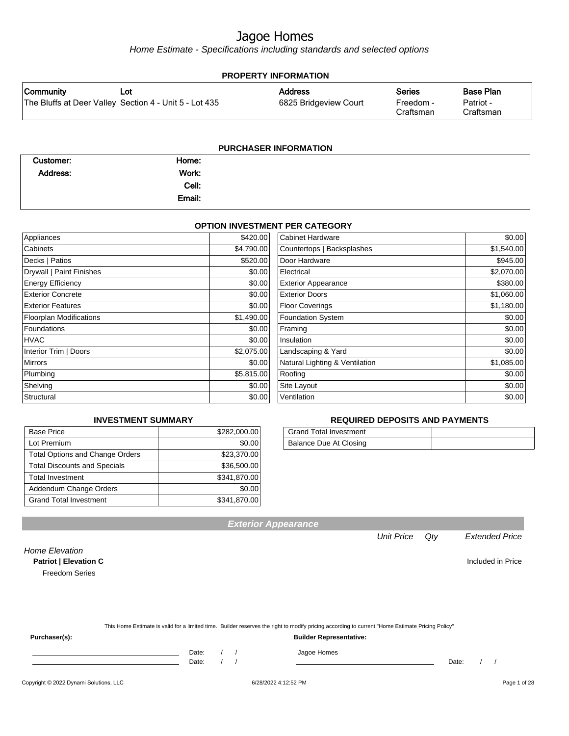# Jagoe Homes

*Home Estimate - Specifications including standards and selected options*

## PROPERTY INFORMATION

| Community | Lot | Address | Series | Base Plan |
|---|---|---|---|---|
| The Bluffs at Deer Valley | Section 4 - Unit 5 - Lot 435 | 6825 Bridgeview Court | Freedom - Craftsman | Patriot - Craftsman |

## PURCHASER INFORMATION

| | | | |
|---|---|---|---|
| **Customer:** | | **Home:** | |
| **Address:** | | **Work:** | |
| | | **Cell:** | |
| | | **Email:** | |

## OPTION INVESTMENT PER CATEGORY

| Category | Amount | Category | Amount |
|---|---|---|---|
| Appliances | $420.00 | Cabinet Hardware | $0.00 |
| Cabinets | $4,790.00 | Countertops \| Backsplashes | $1,540.00 |
| Decks \| Patios | $520.00 | Door Hardware | $945.00 |
| Drywall \| Paint Finishes | $0.00 | Electrical | $2,070.00 |
| Energy Efficiency | $0.00 | Exterior Appearance | $380.00 |
| Exterior Concrete | $0.00 | Exterior Doors | $1,060.00 |
| Exterior Features | $0.00 | Floor Coverings | $1,180.00 |
| Floorplan Modifications | $1,490.00 | Foundation System | $0.00 |
| Foundations | $0.00 | Framing | $0.00 |
| HVAC | $0.00 | Insulation | $0.00 |
| Interior Trim \| Doors | $2,075.00 | Landscaping & Yard | $0.00 |
| Mirrors | $0.00 | Natural Lighting & Ventilation | $1,085.00 |
| Plumbing | $5,815.00 | Roofing | $0.00 |
| Shelving | $0.00 | Site Layout | $0.00 |
| Structural | $0.00 | Ventilation | $0.00 |

## INVESTMENT SUMMARY

| Item | Amount |
|---|---|
| Base Price | $282,000.00 |
| Lot Premium | $0.00 |
| Total Options and Change Orders | $23,370.00 |
| Total Discounts and Specials | $36,500.00 |
| Total Investment | $341,870.00 |
| Addendum Change Orders | $0.00 |
| Grand Total Investment | $341,870.00 |

## REQUIRED DEPOSITS AND PAYMENTS

| Item | Amount |
|---|---|
| Grand Total Investment | |
| Balance Due At Closing | |

## Exterior Appearance

| | Unit Price | Qty | Extended Price |
|---|---|---|---|
| *Home Elevation* | | | |
| **Patriot \| Elevation C** | | | Included in Price |
| Freedom Series | | | |

This Home Estimate is valid for a limited time. Builder reserves the right to modify pricing according to current "Home Estimate Pricing Policy"

**Purchaser(s):**

Date: / /

Date: / /

**Builder Representative:**

Jagoe Homes

Date: / /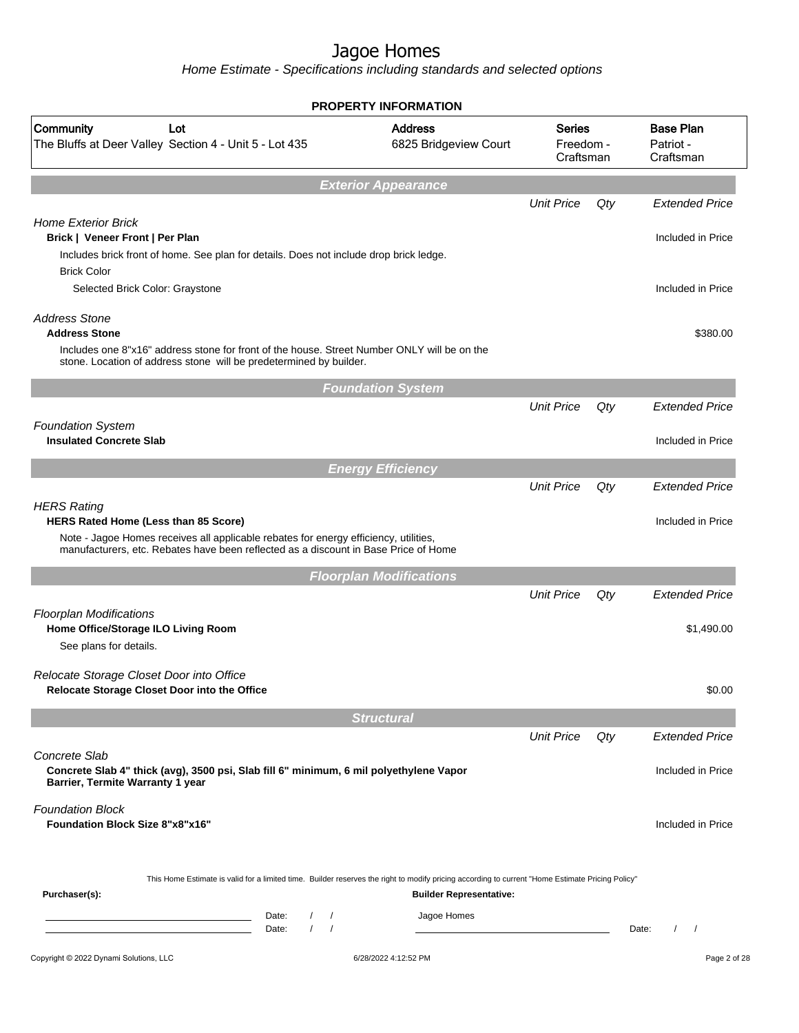# Jagoe Homes

*Home Estimate - Specifications including standards and selected options*

## PROPERTY INFORMATION

| Community | Lot | Address | Series | Base Plan |
|---|---|---|---|---|
| The Bluffs at Deer Valley | Section 4 - Unit 5 - Lot 435 | 6825 Bridgeview Court | Freedom - Craftsman | Patriot - Craftsman |

### Exterior Appearance

| | Unit Price | Qty | Extended Price |
|---|---|---|---|
| *Home Exterior Brick* | | | |
| **Brick \| Veneer Front \| Per Plan** | | | Included in Price |
| Includes brick front of home. See plan for details. Does not include drop brick ledge. | | | |
| Brick Color | | | |
| Selected Brick Color: Graystone | | | Included in Price |
| *Address Stone* | | | |
| **Address Stone** | | | $380.00 |
| Includes one 8"x16" address stone for front of the house. Street Number ONLY will be on the stone. Location of address stone will be predetermined by builder. | | | |

### Foundation System

| | Unit Price | Qty | Extended Price |
|---|---|---|---|
| *Foundation System* | | | |
| **Insulated Concrete Slab** | | | Included in Price |

### Energy Efficiency

| | Unit Price | Qty | Extended Price |
|---|---|---|---|
| *HERS Rating* | | | |
| **HERS Rated Home (Less than 85 Score)** | | | Included in Price |
| Note - Jagoe Homes receives all applicable rebates for energy efficiency, utilities, manufacturers, etc. Rebates have been reflected as a discount in Base Price of Home | | | |

### Floorplan Modifications

| | Unit Price | Qty | Extended Price |
|---|---|---|---|
| *Floorplan Modifications* | | | |
| **Home Office/Storage ILO Living Room** | | | $1,490.00 |
| See plans for details. | | | |
| *Relocate Storage Closet Door into Office* | | | |
| **Relocate Storage Closet Door into the Office** | | | $0.00 |

### Structural

| | Unit Price | Qty | Extended Price |
|---|---|---|---|
| *Concrete Slab* | | | |
| **Concrete Slab 4" thick (avg), 3500 psi, Slab fill 6" minimum, 6 mil polyethylene Vapor Barrier, Termite Warranty 1 year** | | | Included in Price |
| *Foundation Block* | | | |
| **Foundation Block Size 8"x8"x16"** | | | Included in Price |

This Home Estimate is valid for a limited time. Builder reserves the right to modify pricing according to current "Home Estimate Pricing Policy"

**Purchaser(s):**

Date: / /

Date: / /

**Builder Representative:**

Jagoe Homes

Date: / /

Copyright © 2022 Dynami Solutions, LLC — 6/28/2022 4:12:52 PM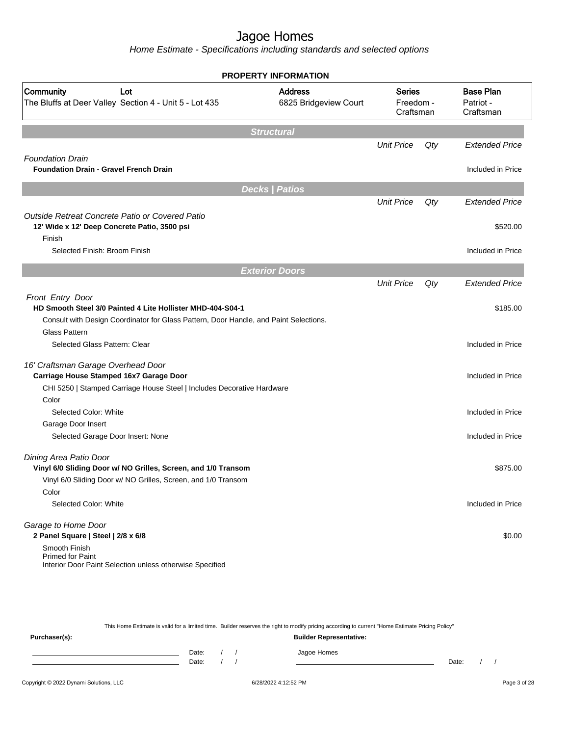# Jagoe Homes

*Home Estimate - Specifications including standards and selected options*

## PROPERTY INFORMATION

| Community | Lot | Address | Series | Base Plan |
|---|---|---|---|---|
| The Bluffs at Deer Valley | Section 4 - Unit 5 - Lot 435 | 6825 Bridgeview Court | Freedom - Craftsman | Patriot - Craftsman |

## Structural

| | Unit Price | Qty | Extended Price |
|---|---|---|---|
| *Foundation Drain* | | | |
| **Foundation Drain - Gravel French Drain** | | | Included in Price |

## Decks | Patios

| | Unit Price | Qty | Extended Price |
|---|---|---|---|
| *Outside Retreat Concrete Patio or Covered Patio* | | | |
| **12' Wide x 12' Deep Concrete Patio, 3500 psi** | | | $520.00 |
| Finish | | | |
| Selected Finish: Broom Finish | | | Included in Price |

## Exterior Doors

| | Unit Price | Qty | Extended Price |
|---|---|---|---|
| *Front Entry Door* | | | |
| **HD Smooth Steel 3/0 Painted 4 Lite Hollister MHD-404-S04-1** | | | $185.00 |
| Consult with Design Coordinator for Glass Pattern, Door Handle, and Paint Selections. | | | |
| Glass Pattern | | | |
| Selected Glass Pattern: Clear | | | Included in Price |
| *16' Craftsman Garage Overhead Door* | | | |
| **Carriage House Stamped 16x7 Garage Door** | | | Included in Price |
| CHI 5250 \| Stamped Carriage House Steel \| Includes Decorative Hardware | | | |
| Color | | | |
| Selected Color: White | | | Included in Price |
| Garage Door Insert | | | |
| Selected Garage Door Insert: None | | | Included in Price |
| *Dining Area Patio Door* | | | |
| **Vinyl 6/0 Sliding Door w/ NO Grilles, Screen, and 1/0 Transom** | | | $875.00 |
| Vinyl 6/0 Sliding Door w/ NO Grilles, Screen, and 1/0 Transom | | | |
| Color | | | |
| Selected Color: White | | | Included in Price |
| *Garage to Home Door* | | | |
| **2 Panel Square \| Steel \| 2/8 x 6/8** | | | $0.00 |
| Smooth Finish<br>Primed for Paint<br>Interior Door Paint Selection unless otherwise Specified | | | |

This Home Estimate is valid for a limited time. Builder reserves the right to modify pricing according to current "Home Estimate Pricing Policy"

**Purchaser(s):**

Date: / /

Date: / /

**Builder Representative:**

Jagoe Homes

Date: / /

Copyright © 2022 Dynami Solutions, LLC — 6/28/2022 4:12:52 PM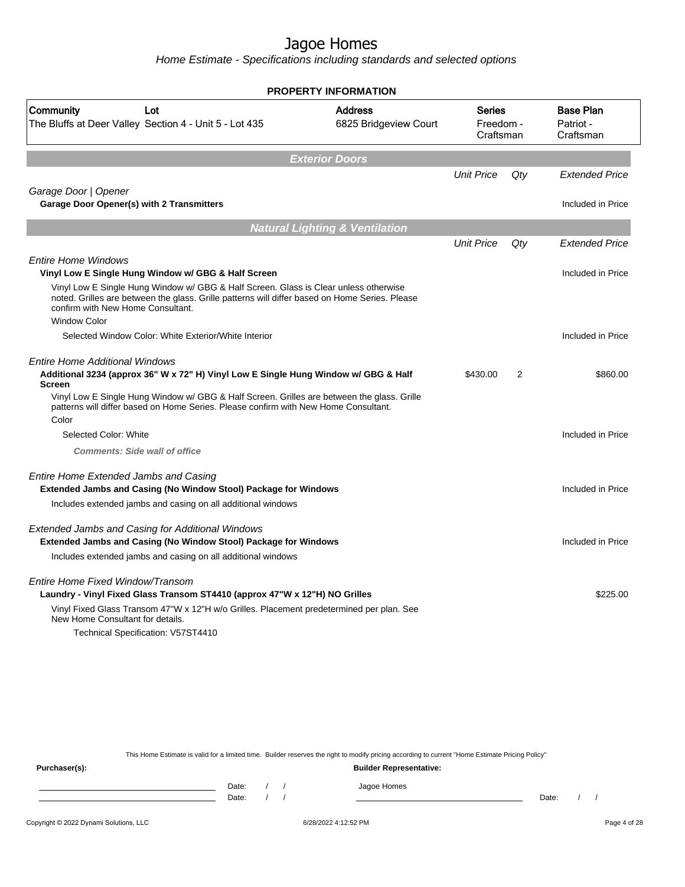# Jagoe Homes

Home Estimate - Specifications including standards and selected options

## PROPERTY INFORMATION

| Community | Lot | Address | Series | Base Plan |
|---|---|---|---|---|
| The Bluffs at Deer Valley | Section 4 - Unit 5 - Lot 435 | 6825 Bridgeview Court | Freedom - Craftsman | Patriot - Craftsman |

## Exterior Doors

| | Unit Price | Qty | Extended Price |
|---|---|---|---|
| *Garage Door \| Opener* | | | |
| **Garage Door Opener(s) with 2 Transmitters** | | | Included in Price |

## Natural Lighting & Ventilation

| | Unit Price | Qty | Extended Price |
|---|---|---|---|
| *Entire Home Windows* | | | |
| **Vinyl Low E Single Hung Window w/ GBG & Half Screen** | | | Included in Price |
| Vinyl Low E Single Hung Window w/ GBG & Half Screen. Glass is Clear unless otherwise noted. Grilles are between the glass. Grille patterns will differ based on Home Series. Please confirm with New Home Consultant. | | | |
| Window Color | | | |
| Selected Window Color: White Exterior/White Interior | | | Included in Price |
| *Entire Home Additional Windows* | | | |
| **Additional 3234 (approx 36" W x 72" H) Vinyl Low E Single Hung Window w/ GBG & Half Screen** | $430.00 | 2 | $860.00 |
| Vinyl Low E Single Hung Window w/ GBG & Half Screen. Grilles are between the glass. Grille patterns will differ based on Home Series. Please confirm with New Home Consultant. | | | |
| Color | | | |
| Selected Color: White | | | Included in Price |
| ***Comments: Side wall of office*** | | | |
| *Entire Home Extended Jambs and Casing* | | | |
| **Extended Jambs and Casing (No Window Stool) Package for Windows** | | | Included in Price |
| Includes extended jambs and casing on all additional windows | | | |
| *Extended Jambs and Casing for Additional Windows* | | | |
| **Extended Jambs and Casing (No Window Stool) Package for Windows** | | | Included in Price |
| Includes extended jambs and casing on all additional windows | | | |
| *Entire Home Fixed Window/Transom* | | | |
| **Laundry - Vinyl Fixed Glass Transom ST4410 (approx 47"W x 12"H) NO Grilles** | | | $225.00 |
| Vinyl Fixed Glass Transom 47"W x 12"H w/o Grilles. Placement predetermined per plan. See New Home Consultant for details. | | | |
| Technical Specification: V57ST4410 | | | |

This Home Estimate is valid for a limited time. Builder reserves the right to modify pricing according to current "Home Estimate Pricing Policy"

**Purchaser(s):**

Date: / /

Date: / /

**Builder Representative:**

Jagoe Homes

Date: / /

Copyright © 2022 Dynami Solutions, LLC — 6/28/2022 4:12:52 PM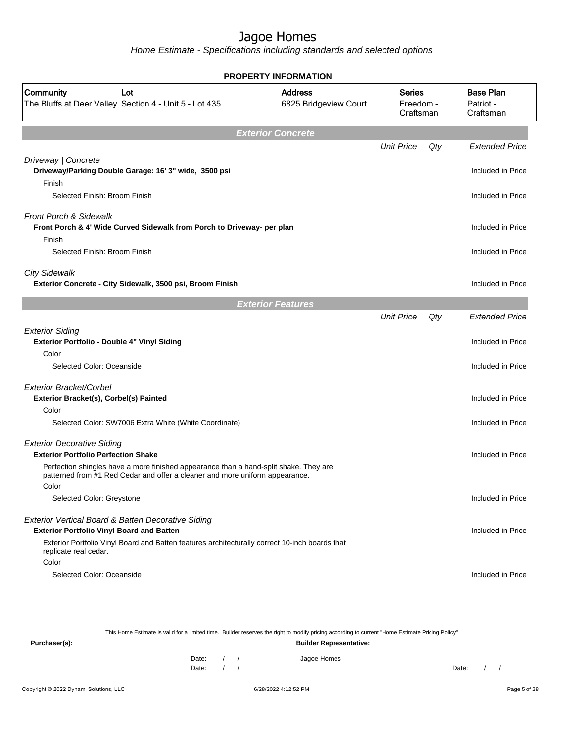# Jagoe Homes

*Home Estimate - Specifications including standards and selected options*

## PROPERTY INFORMATION

| Community | Lot | Address | Series | Base Plan |
|---|---|---|---|---|
| The Bluffs at Deer Valley | Section 4 - Unit 5 - Lot 435 | 6825 Bridgeview Court | Freedom - Craftsman | Patriot - Craftsman |

## Exterior Concrete

| | Unit Price | Qty | Extended Price |
|---|---|---|---|
| *Driveway \| Concrete* | | | |
| **Driveway/Parking Double Garage: 16' 3" wide, 3500 psi** | | | Included in Price |
| Finish | | | |
| Selected Finish: Broom Finish | | | Included in Price |
| *Front Porch & Sidewalk* | | | |
| **Front Porch & 4' Wide Curved Sidewalk from Porch to Driveway- per plan** | | | Included in Price |
| Finish | | | |
| Selected Finish: Broom Finish | | | Included in Price |
| *City Sidewalk* | | | |
| **Exterior Concrete - City Sidewalk, 3500 psi, Broom Finish** | | | Included in Price |

## Exterior Features

| | Unit Price | Qty | Extended Price |
|---|---|---|---|
| *Exterior Siding* | | | |
| **Exterior Portfolio - Double 4" Vinyl Siding** | | | Included in Price |
| Color | | | |
| Selected Color: Oceanside | | | Included in Price |
| *Exterior Bracket/Corbel* | | | |
| **Exterior Bracket(s), Corbel(s) Painted** | | | Included in Price |
| Color | | | |
| Selected Color: SW7006 Extra White (White Coordinate) | | | Included in Price |
| *Exterior Decorative Siding* | | | |
| **Exterior Portfolio Perfection Shake** | | | Included in Price |
| Perfection shingles have a more finished appearance than a hand-split shake. They are patterned from #1 Red Cedar and offer a cleaner and more uniform appearance. | | | |
| Color | | | |
| Selected Color: Greystone | | | Included in Price |
| *Exterior Vertical Board & Batten Decorative Siding* | | | |
| **Exterior Portfolio Vinyl Board and Batten** | | | Included in Price |
| Exterior Portfolio Vinyl Board and Batten features architecturally correct 10-inch boards that replicate real cedar. | | | |
| Color | | | |
| Selected Color: Oceanside | | | Included in Price |

This Home Estimate is valid for a limited time. Builder reserves the right to modify pricing according to current "Home Estimate Pricing Policy"

**Purchaser(s):** | **Builder Representative:**

Date: / / | Jagoe Homes
Date: / / | Date: / /

Copyright © 2022 Dynami Solutions, LLC | 6/28/2022 4:12:52 PM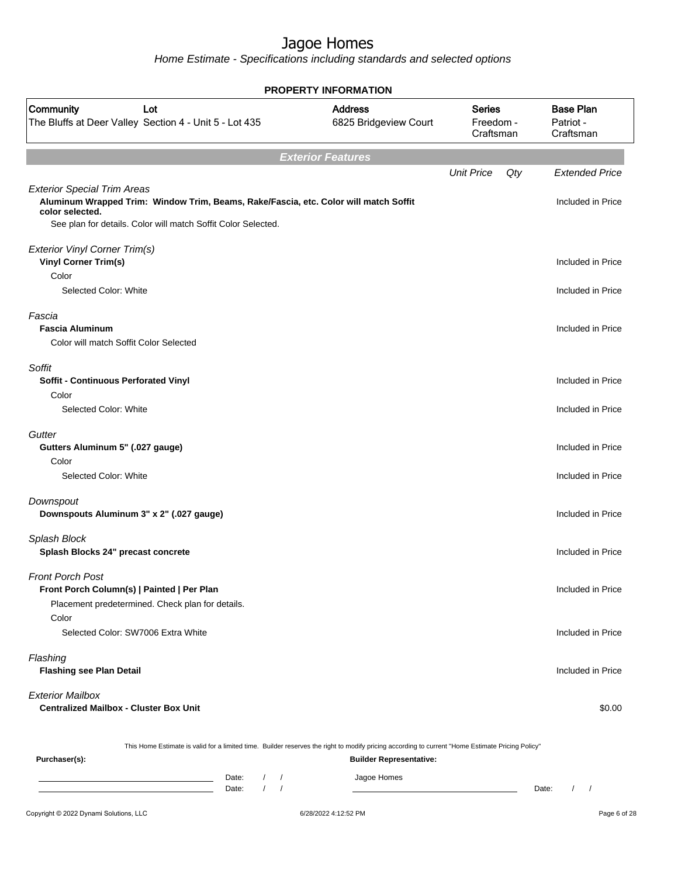# Jagoe Homes

*Home Estimate - Specifications including standards and selected options*

## PROPERTY INFORMATION

| Community | Lot | Address | Series | Base Plan |
|---|---|---|---|---|
| The Bluffs at Deer Valley | Section 4 - Unit 5 - Lot 435 | 6825 Bridgeview Court | Freedom - Craftsman | Patriot - Craftsman |

## *Exterior Features*

| | Unit Price | Qty | Extended Price |
|---|---|---|---|
| *Exterior Special Trim Areas* | | | |
| **Aluminum Wrapped Trim: Window Trim, Beams, Rake/Fascia, etc. Color will match Soffit color selected.** | | | Included in Price |
| See plan for details. Color will match Soffit Color Selected. | | | |
| *Exterior Vinyl Corner Trim(s)* | | | |
| **Vinyl Corner Trim(s)** | | | Included in Price |
| Color | | | |
| Selected Color: White | | | Included in Price |
| *Fascia* | | | |
| **Fascia Aluminum** | | | Included in Price |
| Color will match Soffit Color Selected | | | |
| *Soffit* | | | |
| **Soffit - Continuous Perforated Vinyl** | | | Included in Price |
| Color | | | |
| Selected Color: White | | | Included in Price |
| *Gutter* | | | |
| **Gutters Aluminum 5" (.027 gauge)** | | | Included in Price |
| Color | | | |
| Selected Color: White | | | Included in Price |
| *Downspout* | | | |
| **Downspouts Aluminum 3" x 2" (.027 gauge)** | | | Included in Price |
| *Splash Block* | | | |
| **Splash Blocks 24" precast concrete** | | | Included in Price |
| *Front Porch Post* | | | |
| **Front Porch Column(s) \| Painted \| Per Plan** | | | Included in Price |
| Placement predetermined. Check plan for details. | | | |
| Color | | | |
| Selected Color: SW7006 Extra White | | | Included in Price |
| *Flashing* | | | |
| **Flashing see Plan Detail** | | | Included in Price |
| *Exterior Mailbox* | | | |
| **Centralized Mailbox - Cluster Box Unit** | | | $0.00 |

This Home Estimate is valid for a limited time. Builder reserves the right to modify pricing according to current "Home Estimate Pricing Policy"

**Purchaser(s):**

Date: / /

Date: / /

**Builder Representative:**

Jagoe Homes

Date: / /

Copyright © 2022 Dynami Solutions, LLC — 6/28/2022 4:12:52 PM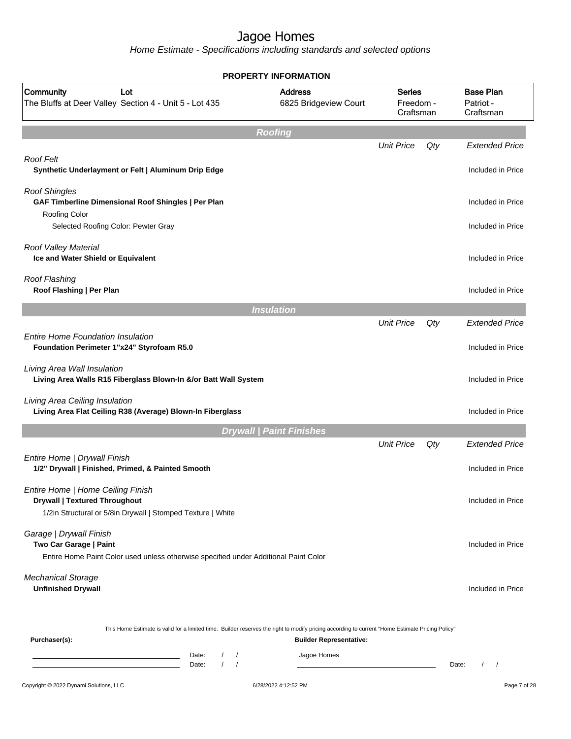# Jagoe Homes

*Home Estimate - Specifications including standards and selected options*

## PROPERTY INFORMATION

| Community | Lot | Address | Series | Base Plan |
|---|---|---|---|---|
| The Bluffs at Deer Valley | Section 4 - Unit 5 - Lot 435 | 6825 Bridgeview Court | Freedom - Craftsman | Patriot - Craftsman |

## Roofing

| | Unit Price | Qty | Extended Price |
|---|---|---|---|
| *Roof Felt* | | | |
| **Synthetic Underlayment or Felt \| Aluminum Drip Edge** | | | Included in Price |
| *Roof Shingles* | | | |
| **GAF Timberline Dimensional Roof Shingles \| Per Plan** | | | Included in Price |
| Roofing Color | | | |
| Selected Roofing Color: Pewter Gray | | | Included in Price |
| *Roof Valley Material* | | | |
| **Ice and Water Shield or Equivalent** | | | Included in Price |
| *Roof Flashing* | | | |
| **Roof Flashing \| Per Plan** | | | Included in Price |

## Insulation

| | Unit Price | Qty | Extended Price |
|---|---|---|---|
| *Entire Home Foundation Insulation* | | | |
| **Foundation Perimeter 1"x24" Styrofoam R5.0** | | | Included in Price |
| *Living Area Wall Insulation* | | | |
| **Living Area Walls R15 Fiberglass Blown-In &/or Batt Wall System** | | | Included in Price |
| *Living Area Ceiling Insulation* | | | |
| **Living Area Flat Ceiling R38 (Average) Blown-In Fiberglass** | | | Included in Price |

## Drywall | Paint Finishes

| | Unit Price | Qty | Extended Price |
|---|---|---|---|
| *Entire Home \| Drywall Finish* | | | |
| **1/2" Drywall \| Finished, Primed, & Painted Smooth** | | | Included in Price |
| *Entire Home \| Home Ceiling Finish* | | | |
| **Drywall \| Textured Throughout** | | | Included in Price |
| 1/2in Structural or 5/8in Drywall \| Stomped Texture \| White | | | |
| *Garage \| Drywall Finish* | | | |
| **Two Car Garage \| Paint** | | | Included in Price |
| Entire Home Paint Color used unless otherwise specified under Additional Paint Color | | | |
| *Mechanical Storage* | | | |
| **Unfinished Drywall** | | | Included in Price |

This Home Estimate is valid for a limited time. Builder reserves the right to modify pricing according to current "Home Estimate Pricing Policy"

**Purchaser(s):** Date: / /  
Date: / /

**Builder Representative:** Jagoe Homes  
Date: / /

Copyright © 2022 Dynami Solutions, LLC — 6/28/2022 4:12:52 PM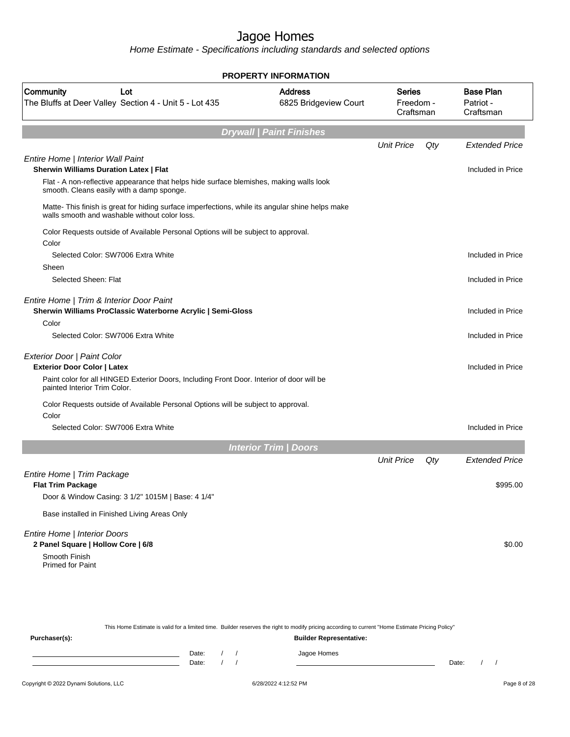# Jagoe Homes

*Home Estimate - Specifications including standards and selected options*

**PROPERTY INFORMATION**

| Community | Lot | Address | Series | Base Plan |
|---|---|---|---|---|
| The Bluffs at Deer Valley | Section 4 - Unit 5 - Lot 435 | 6825 Bridgeview Court | Freedom - Craftsman | Patriot - Craftsman |

## Drywall | Paint Finishes

| | Unit Price | Qty | Extended Price |
|---|---|---|---|
| *Entire Home \| Interior Wall Paint* | | | |
| **Sherwin Williams Duration Latex \| Flat** | | | Included in Price |
| Flat - A non-reflective appearance that helps hide surface blemishes, making walls look smooth. Cleans easily with a damp sponge. | | | |
| Matte- This finish is great for hiding surface imperfections, while its angular shine helps make walls smooth and washable without color loss. | | | |
| Color Requests outside of Available Personal Options will be subject to approval. | | | |
| Color | | | |
| Selected Color: SW7006 Extra White | | | Included in Price |
| Sheen | | | |
| Selected Sheen: Flat | | | Included in Price |
| *Entire Home \| Trim & Interior Door Paint* | | | |
| **Sherwin Williams ProClassic Waterborne Acrylic \| Semi-Gloss** | | | Included in Price |
| Color | | | |
| Selected Color: SW7006 Extra White | | | Included in Price |
| *Exterior Door \| Paint Color* | | | |
| **Exterior Door Color \| Latex** | | | Included in Price |
| Paint color for all HINGED Exterior Doors, Including Front Door. Interior of door will be painted Interior Trim Color. | | | |
| Color Requests outside of Available Personal Options will be subject to approval. | | | |
| Color | | | |
| Selected Color: SW7006 Extra White | | | Included in Price |

## Interior Trim | Doors

| | Unit Price | Qty | Extended Price |
|---|---|---|---|
| *Entire Home \| Trim Package* | | | |
| **Flat Trim Package** | | | $995.00 |
| Door & Window Casing: 3 1/2" 1015M \| Base: 4 1/4" | | | |
| Base installed in Finished Living Areas Only | | | |
| *Entire Home \| Interior Doors* | | | |
| **2 Panel Square \| Hollow Core \| 6/8** | | | $0.00 |
| Smooth Finish<br>Primed for Paint | | | |

This Home Estimate is valid for a limited time. Builder reserves the right to modify pricing according to current "Home Estimate Pricing Policy"

**Purchaser(s):** Date: / / Date: / /

**Builder Representative:** Jagoe Homes Date: / /

Copyright © 2022 Dynami Solutions, LLC 6/28/2022 4:12:52 PM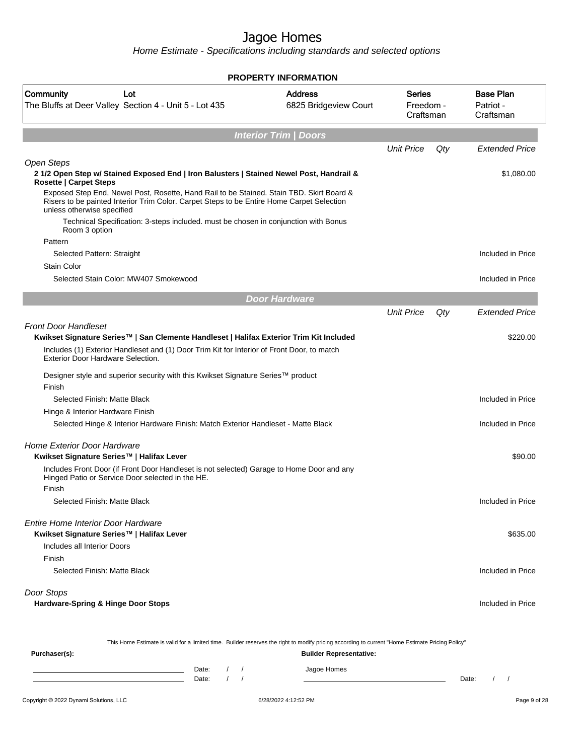# Jagoe Homes

Home Estimate - Specifications including standards and selected options

**PROPERTY INFORMATION**

| Community | Lot | Address | Series | Base Plan |
|---|---|---|---|---|
| The Bluffs at Deer Valley | Section 4 - Unit 5 - Lot 435 | 6825 Bridgeview Court | Freedom - Craftsman | Patriot - Craftsman |

## Interior Trim | Doors

| | Unit Price | Qty | Extended Price |
|---|---|---|---|
| *Open Steps* | | | |
| **2 1/2 Open Step w/ Stained Exposed End \| Iron Balusters \| Stained Newel Post, Handrail & Rosette \| Carpet Steps** | | | $1,080.00 |
| Exposed Step End, Newel Post, Rosette, Hand Rail to be Stained. Stain TBD. Skirt Board & Risers to be painted Interior Trim Color. Carpet Steps to be Entire Home Carpet Selection unless otherwise specified | | | |
| Technical Specification: 3-steps included. must be chosen in conjunction with Bonus Room 3 option | | | |
| Pattern | | | |
| Selected Pattern: Straight | | | Included in Price |
| Stain Color | | | |
| Selected Stain Color: MW407 Smokewood | | | Included in Price |

## Door Hardware

| | Unit Price | Qty | Extended Price |
|---|---|---|---|
| *Front Door Handleset* | | | |
| **Kwikset Signature Series™ \| San Clemente Handleset \| Halifax Exterior Trim Kit Included** | | | $220.00 |
| Includes (1) Exterior Handleset and (1) Door Trim Kit for Interior of Front Door, to match Exterior Door Hardware Selection. | | | |
| Designer style and superior security with this Kwikset Signature Series™ product | | | |
| Finish | | | |
| Selected Finish: Matte Black | | | Included in Price |
| Hinge & Interior Hardware Finish | | | |
| Selected Hinge & Interior Hardware Finish: Match Exterior Handleset - Matte Black | | | Included in Price |
| *Home Exterior Door Hardware* | | | |
| **Kwikset Signature Series™ \| Halifax Lever** | | | $90.00 |
| Includes Front Door (if Front Door Handleset is not selected) Garage to Home Door and any Hinged Patio or Service Door selected in the HE. | | | |
| Finish | | | |
| Selected Finish: Matte Black | | | Included in Price |
| *Entire Home Interior Door Hardware* | | | |
| **Kwikset Signature Series™ \| Halifax Lever** | | | $635.00 |
| Includes all Interior Doors | | | |
| Finish | | | |
| Selected Finish: Matte Black | | | Included in Price |
| *Door Stops* | | | |
| **Hardware-Spring & Hinge Door Stops** | | | Included in Price |

This Home Estimate is valid for a limited time. Builder reserves the right to modify pricing according to current "Home Estimate Pricing Policy"

**Purchaser(s):** ______________________ Date: / /
______________________ Date: / /

**Builder Representative:** Jagoe Homes
______________________ Date: / /

Copyright © 2022 Dynami Solutions, LLC 6/28/2022 4:12:52 PM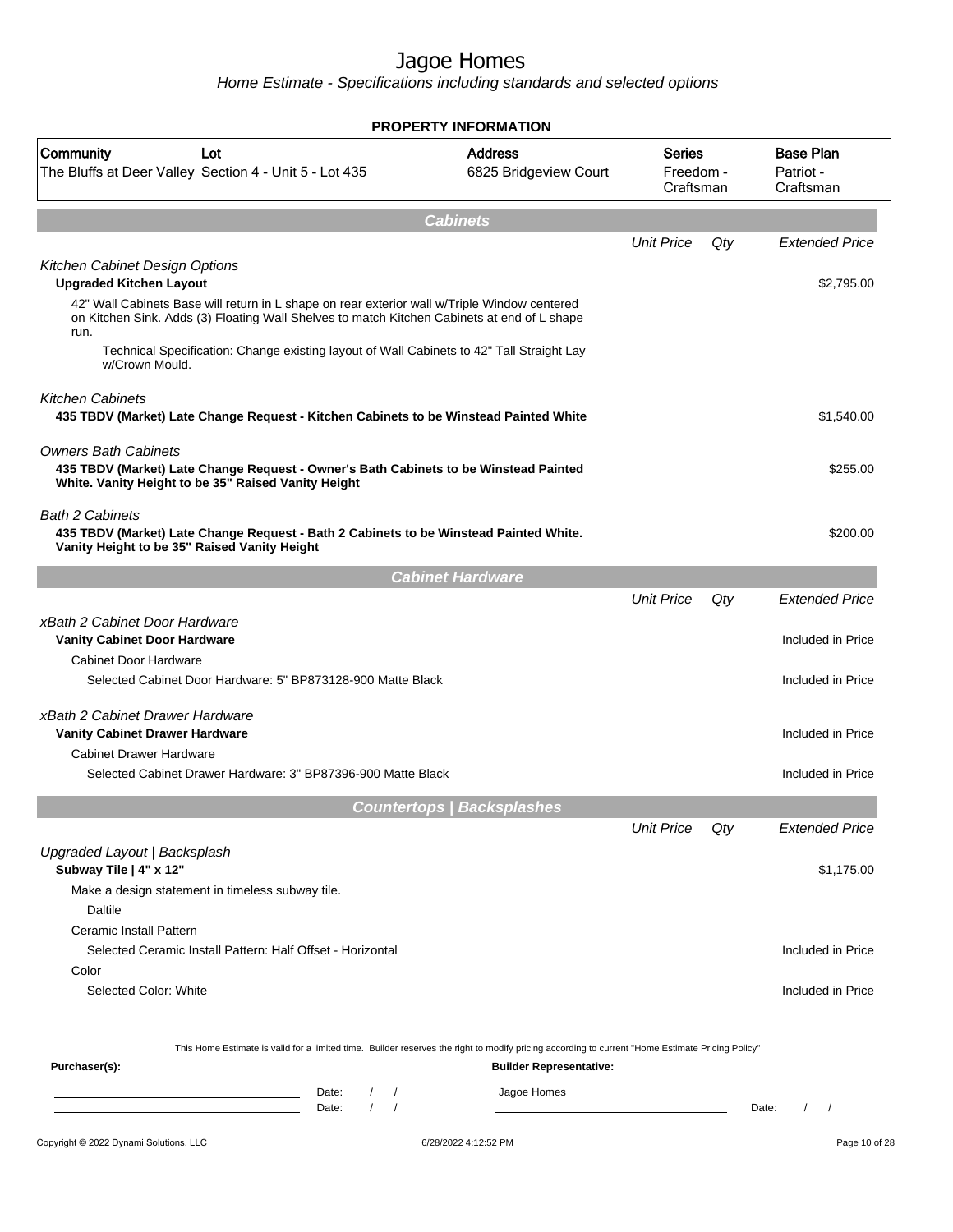# Jagoe Homes

*Home Estimate - Specifications including standards and selected options*

## PROPERTY INFORMATION

| Community | Lot | Address | Series | Base Plan |
|---|---|---|---|---|
| The Bluffs at Deer Valley | Section 4 - Unit 5 - Lot 435 | 6825 Bridgeview Court | Freedom - Craftsman | Patriot - Craftsman |

## Cabinets

| | Unit Price | Qty | Extended Price |
|---|---|---|---|
| *Kitchen Cabinet Design Options* | | | |
| **Upgraded Kitchen Layout** | | | $2,795.00 |
| 42" Wall Cabinets Base will return in L shape on rear exterior wall w/Triple Window centered on Kitchen Sink. Adds (3) Floating Wall Shelves to match Kitchen Cabinets at end of L shape run. | | | |
| Technical Specification: Change existing layout of Wall Cabinets to 42" Tall Straight Lay w/Crown Mould. | | | |
| *Kitchen Cabinets* | | | |
| **435 TBDV (Market) Late Change Request - Kitchen Cabinets to be Winstead Painted White** | | | $1,540.00 |
| *Owners Bath Cabinets* | | | |
| **435 TBDV (Market) Late Change Request - Owner's Bath Cabinets to be Winstead Painted White. Vanity Height to be 35" Raised Vanity Height** | | | $255.00 |
| *Bath 2 Cabinets* | | | |
| **435 TBDV (Market) Late Change Request - Bath 2 Cabinets to be Winstead Painted White. Vanity Height to be 35" Raised Vanity Height** | | | $200.00 |

## Cabinet Hardware

| | Unit Price | Qty | Extended Price |
|---|---|---|---|
| *xBath 2 Cabinet Door Hardware* | | | |
| **Vanity Cabinet Door Hardware** | | | Included in Price |
| Cabinet Door Hardware | | | |
| Selected Cabinet Door Hardware: 5" BP873128-900 Matte Black | | | Included in Price |
| *xBath 2 Cabinet Drawer Hardware* | | | |
| **Vanity Cabinet Drawer Hardware** | | | Included in Price |
| Cabinet Drawer Hardware | | | |
| Selected Cabinet Drawer Hardware: 3" BP87396-900 Matte Black | | | Included in Price |

## Countertops | Backsplashes

| | Unit Price | Qty | Extended Price |
|---|---|---|---|
| *Upgraded Layout \| Backsplash* | | | |
| **Subway Tile \| 4" x 12"** | | | $1,175.00 |
| Make a design statement in timeless subway tile. | | | |
| Daltile | | | |
| Ceramic Install Pattern | | | |
| Selected Ceramic Install Pattern: Half Offset - Horizontal | | | Included in Price |
| Color | | | |
| Selected Color: White | | | Included in Price |

This Home Estimate is valid for a limited time. Builder reserves the right to modify pricing according to current "Home Estimate Pricing Policy"

**Purchaser(s):**

Date: / /

Date: / /

**Builder Representative:**

Jagoe Homes

Date: / /

Copyright © 2022 Dynami Solutions, LLC — 6/28/2022 4:12:52 PM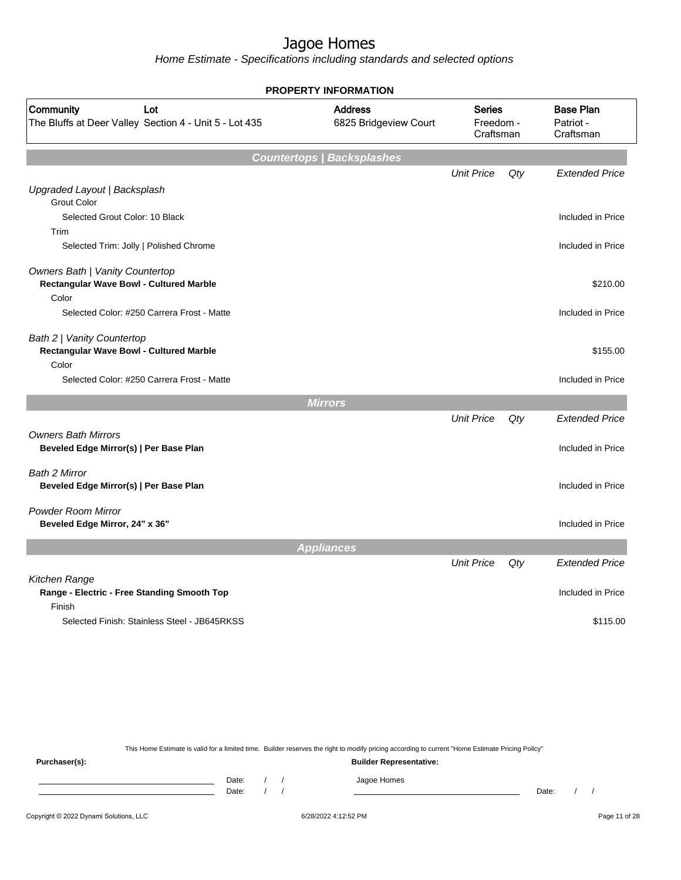# Jagoe Homes

*Home Estimate - Specifications including standards and selected options*

**PROPERTY INFORMATION**

| Community | Lot | Address | Series | Base Plan |
|---|---|---|---|---|
| The Bluffs at Deer Valley | Section 4 - Unit 5 - Lot 435 | 6825 Bridgeview Court | Freedom - Craftsman | Patriot - Craftsman |

## Countertops | Backsplashes

| | Unit Price | Qty | Extended Price |
|---|---|---|---|
| *Upgraded Layout \| Backsplash* | | | |
| Grout Color | | | |
| Selected Grout Color: 10 Black | | | Included in Price |
| Trim | | | |
| Selected Trim: Jolly \| Polished Chrome | | | Included in Price |
| *Owners Bath \| Vanity Countertop* | | | |
| **Rectangular Wave Bowl - Cultured Marble** | | | $210.00 |
| Color | | | |
| Selected Color: #250 Carrera Frost - Matte | | | Included in Price |
| *Bath 2 \| Vanity Countertop* | | | |
| **Rectangular Wave Bowl - Cultured Marble** | | | $155.00 |
| Color | | | |
| Selected Color: #250 Carrera Frost - Matte | | | Included in Price |

## Mirrors

| | Unit Price | Qty | Extended Price |
|---|---|---|---|
| *Owners Bath Mirrors* | | | |
| **Beveled Edge Mirror(s) \| Per Base Plan** | | | Included in Price |
| *Bath 2 Mirror* | | | |
| **Beveled Edge Mirror(s) \| Per Base Plan** | | | Included in Price |
| *Powder Room Mirror* | | | |
| **Beveled Edge Mirror, 24" x 36"** | | | Included in Price |

## Appliances

| | Unit Price | Qty | Extended Price |
|---|---|---|---|
| *Kitchen Range* | | | |
| **Range - Electric - Free Standing Smooth Top** | | | Included in Price |
| Finish | | | |
| Selected Finish: Stainless Steel - JB645RKSS | | | $115.00 |

This Home Estimate is valid for a limited time. Builder reserves the right to modify pricing according to current "Home Estimate Pricing Policy"

**Purchaser(s):**

Date: / /

Date: / /

**Builder Representative:**

Jagoe Homes

Date: / /

Copyright © 2022 Dynami Solutions, LLC    6/28/2022 4:12:52 PM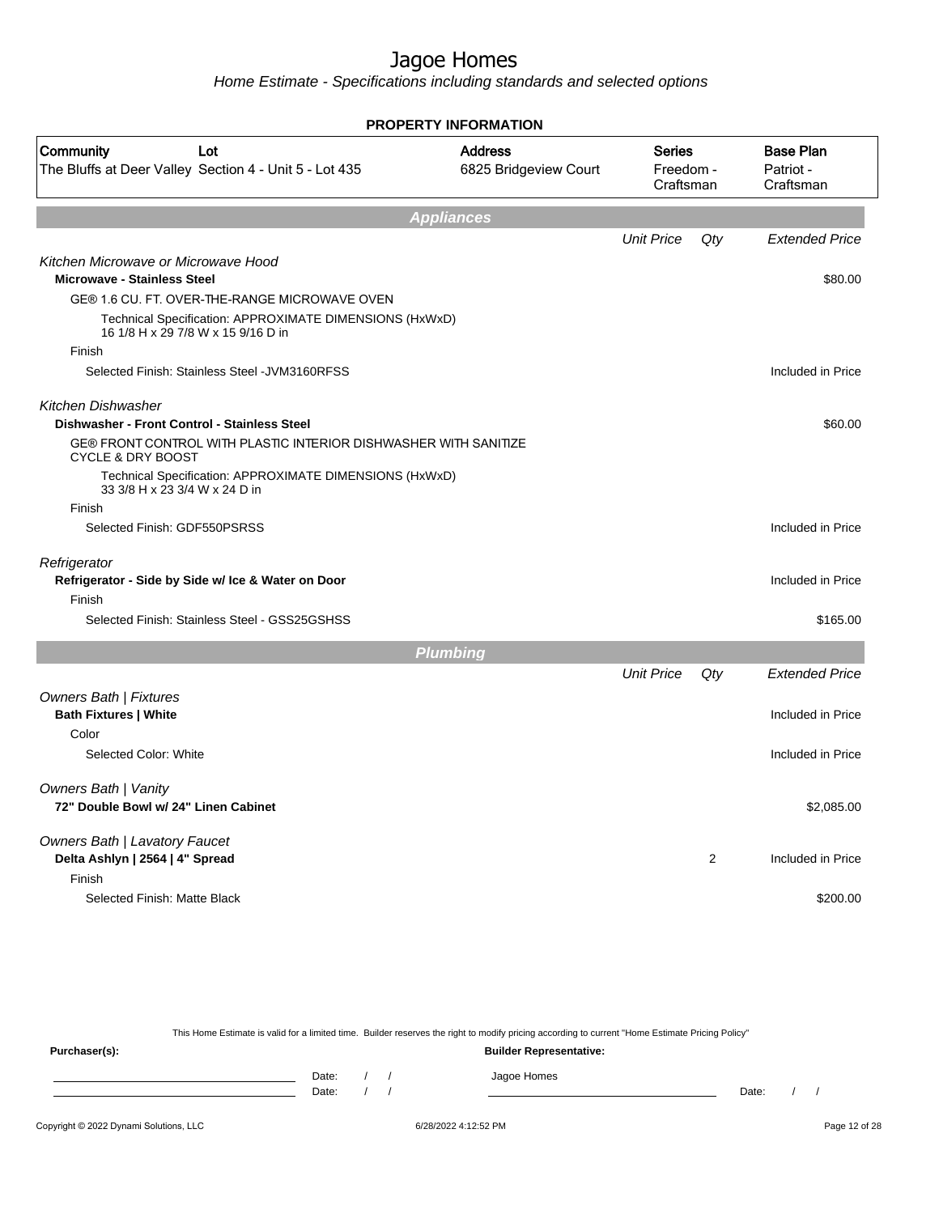# Jagoe Homes

*Home Estimate - Specifications including standards and selected options*

**PROPERTY INFORMATION**

| Community | Lot | Address | Series | Base Plan |
|---|---|---|---|---|
| The Bluffs at Deer Valley | Section 4 - Unit 5 - Lot 435 | 6825 Bridgeview Court | Freedom - Craftsman | Patriot - Craftsman |

## Appliances

| | Unit Price | Qty | Extended Price |
|---|---|---|---|
| *Kitchen Microwave or Microwave Hood* | | | |
| **Microwave - Stainless Steel** | | | $80.00 |
| GE® 1.6 CU. FT. OVER-THE-RANGE MICROWAVE OVEN | | | |
| Technical Specification: APPROXIMATE DIMENSIONS (HxWxD) 16 1/8 H x 29 7/8 W x 15 9/16 D in | | | |
| Finish | | | |
| Selected Finish: Stainless Steel -JVM3160RFSS | | | Included in Price |
| *Kitchen Dishwasher* | | | |
| **Dishwasher - Front Control - Stainless Steel** | | | $60.00 |
| GE® FRONT CONTROL WITH PLASTIC INTERIOR DISHWASHER WITH SANITIZE CYCLE & DRY BOOST | | | |
| Technical Specification: APPROXIMATE DIMENSIONS (HxWxD) 33 3/8 H x 23 3/4 W x 24 D in | | | |
| Finish | | | |
| Selected Finish: GDF550PSRSS | | | Included in Price |
| *Refrigerator* | | | |
| **Refrigerator - Side by Side w/ Ice & Water on Door** | | | Included in Price |
| Finish | | | |
| Selected Finish: Stainless Steel - GSS25GSHSS | | | $165.00 |

## Plumbing

| | Unit Price | Qty | Extended Price |
|---|---|---|---|
| *Owners Bath \| Fixtures* | | | |
| **Bath Fixtures \| White** | | | Included in Price |
| Color | | | |
| Selected Color: White | | | Included in Price |
| *Owners Bath \| Vanity* | | | |
| **72" Double Bowl w/ 24" Linen Cabinet** | | | $2,085.00 |
| *Owners Bath \| Lavatory Faucet* | | | |
| **Delta Ashlyn \| 2564 \| 4" Spread** | | 2 | Included in Price |
| Finish | | | |
| Selected Finish: Matte Black | | | $200.00 |

This Home Estimate is valid for a limited time. Builder reserves the right to modify pricing according to current "Home Estimate Pricing Policy"

**Purchaser(s):**

Date: / /

Date: / /

**Builder Representative:**

Jagoe Homes

Date: / /

Copyright © 2022 Dynami Solutions, LLC — 6/28/2022 4:12:52 PM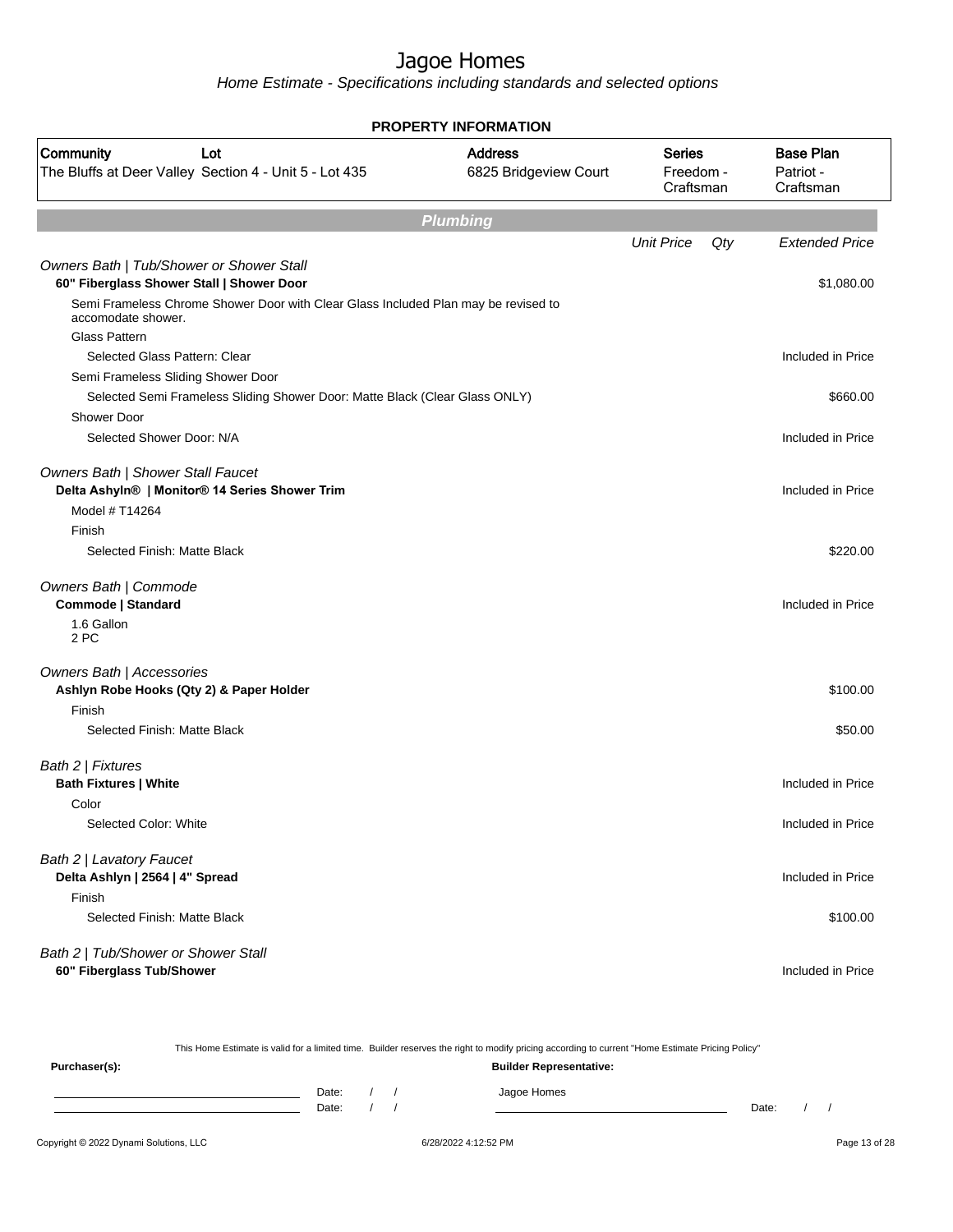# Jagoe Homes

*Home Estimate - Specifications including standards and selected options*

**PROPERTY INFORMATION**

| Community | Lot | Address | Series | Base Plan |
|---|---|---|---|---|
| The Bluffs at Deer Valley | Section 4 - Unit 5 - Lot 435 | 6825 Bridgeview Court | Freedom - Craftsman | Patriot - Craftsman |

## Plumbing

| | Unit Price | Qty | Extended Price |
|---|---|---|---|
| *Owners Bath \| Tub/Shower or Shower Stall* | | | |
| **60" Fiberglass Shower Stall \| Shower Door** | | | $1,080.00 |
| Semi Frameless Chrome Shower Door with Clear Glass Included Plan may be revised to accomodate shower. | | | |
| Glass Pattern | | | |
| Selected Glass Pattern: Clear | | | Included in Price |
| Semi Frameless Sliding Shower Door | | | |
| Selected Semi Frameless Sliding Shower Door: Matte Black (Clear Glass ONLY) | | | $660.00 |
| Shower Door | | | |
| Selected Shower Door: N/A | | | Included in Price |
| *Owners Bath \| Shower Stall Faucet* | | | |
| **Delta Ashyln® \| Monitor® 14 Series Shower Trim** | | | Included in Price |
| Model # T14264 | | | |
| Finish | | | |
| Selected Finish: Matte Black | | | $220.00 |
| *Owners Bath \| Commode* | | | |
| **Commode \| Standard** | | | Included in Price |
| 1.6 Gallon 2 PC | | | |
| *Owners Bath \| Accessories* | | | |
| **Ashlyn Robe Hooks (Qty 2) & Paper Holder** | | | $100.00 |
| Finish | | | |
| Selected Finish: Matte Black | | | $50.00 |
| *Bath 2 \| Fixtures* | | | |
| **Bath Fixtures \| White** | | | Included in Price |
| Color | | | |
| Selected Color: White | | | Included in Price |
| *Bath 2 \| Lavatory Faucet* | | | |
| **Delta Ashlyn \| 2564 \| 4" Spread** | | | Included in Price |
| Finish | | | |
| Selected Finish: Matte Black | | | $100.00 |
| *Bath 2 \| Tub/Shower or Shower Stall* | | | |
| **60" Fiberglass Tub/Shower** | | | Included in Price |

This Home Estimate is valid for a limited time. Builder reserves the right to modify pricing according to current "Home Estimate Pricing Policy"

**Purchaser(s):**

Date: / /
Date: / /

**Builder Representative:**

Jagoe Homes

Date: / /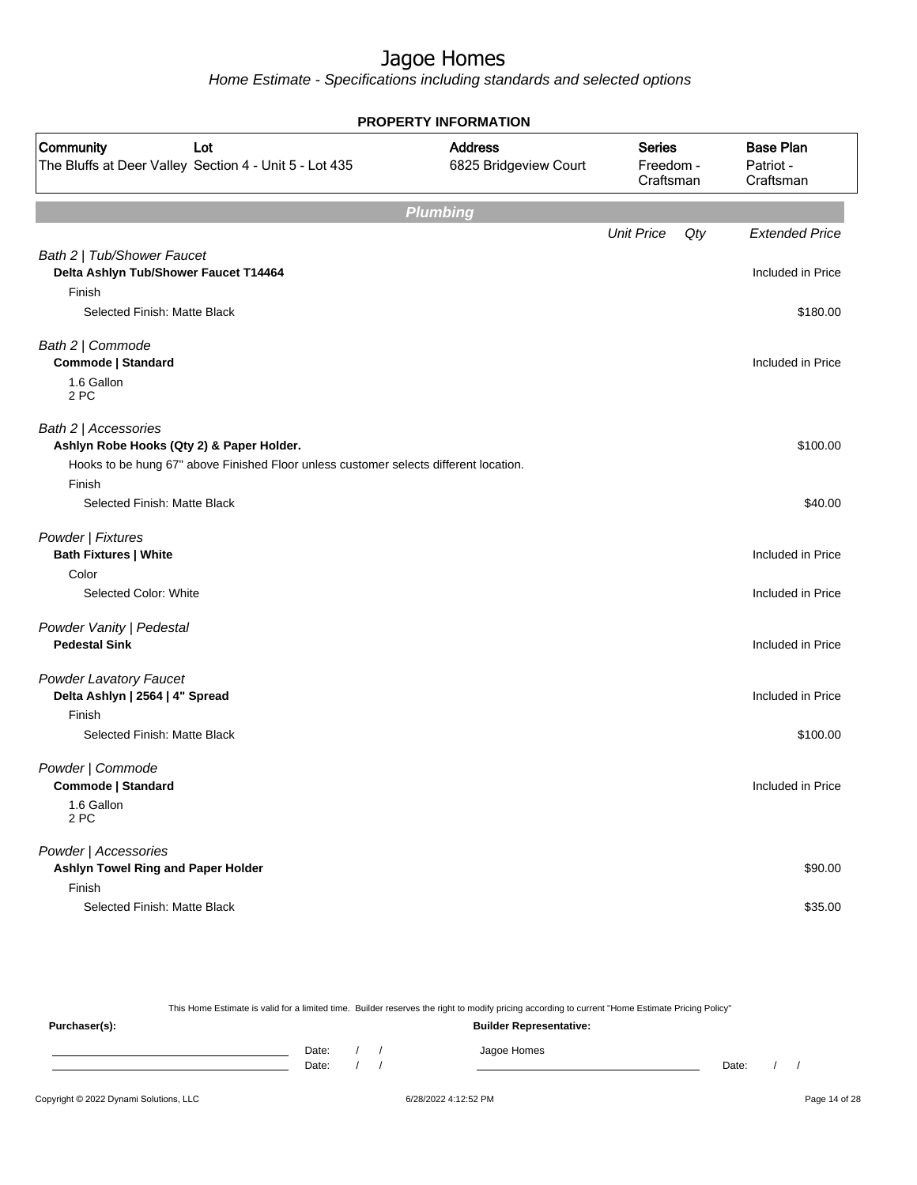# Jagoe Homes

*Home Estimate - Specifications including standards and selected options*

**PROPERTY INFORMATION**

| Community | Lot | Address | Series | Base Plan |
|---|---|---|---|---|
| The Bluffs at Deer Valley | Section 4 - Unit 5 - Lot 435 | 6825 Bridgeview Court | Freedom - Craftsman | Patriot - Craftsman |

## Plumbing

| | Unit Price | Qty | Extended Price |
|---|---|---|---|
| *Bath 2 \| Tub/Shower Faucet* | | | |
| **Delta Ashlyn Tub/Shower Faucet T14464** | | | Included in Price |
| Finish | | | |
| Selected Finish: Matte Black | | | $180.00 |
| *Bath 2 \| Commode* | | | |
| **Commode \| Standard** | | | Included in Price |
| 1.6 Gallon<br>2 PC | | | |
| *Bath 2 \| Accessories* | | | |
| **Ashlyn Robe Hooks (Qty 2) & Paper Holder.** | | | $100.00 |
| Hooks to be hung 67" above Finished Floor unless customer selects different location. | | | |
| Finish | | | |
| Selected Finish: Matte Black | | | $40.00 |
| *Powder \| Fixtures* | | | |
| **Bath Fixtures \| White** | | | Included in Price |
| Color | | | |
| Selected Color: White | | | Included in Price |
| *Powder Vanity \| Pedestal* | | | |
| **Pedestal Sink** | | | Included in Price |
| *Powder Lavatory Faucet* | | | |
| **Delta Ashlyn \| 2564 \| 4" Spread** | | | Included in Price |
| Finish | | | |
| Selected Finish: Matte Black | | | $100.00 |
| *Powder \| Commode* | | | |
| **Commode \| Standard** | | | Included in Price |
| 1.6 Gallon<br>2 PC | | | |
| *Powder \| Accessories* | | | |
| **Ashlyn Towel Ring and Paper Holder** | | | $90.00 |
| Finish | | | |
| Selected Finish: Matte Black | | | $35.00 |

This Home Estimate is valid for a limited time. Builder reserves the right to modify pricing according to current "Home Estimate Pricing Policy"

**Purchaser(s):**

Date: / /

Date: / /

**Builder Representative:**

Jagoe Homes

Date: / /

Copyright © 2022 Dynami Solutions, LLC — 6/28/2022 4:12:52 PM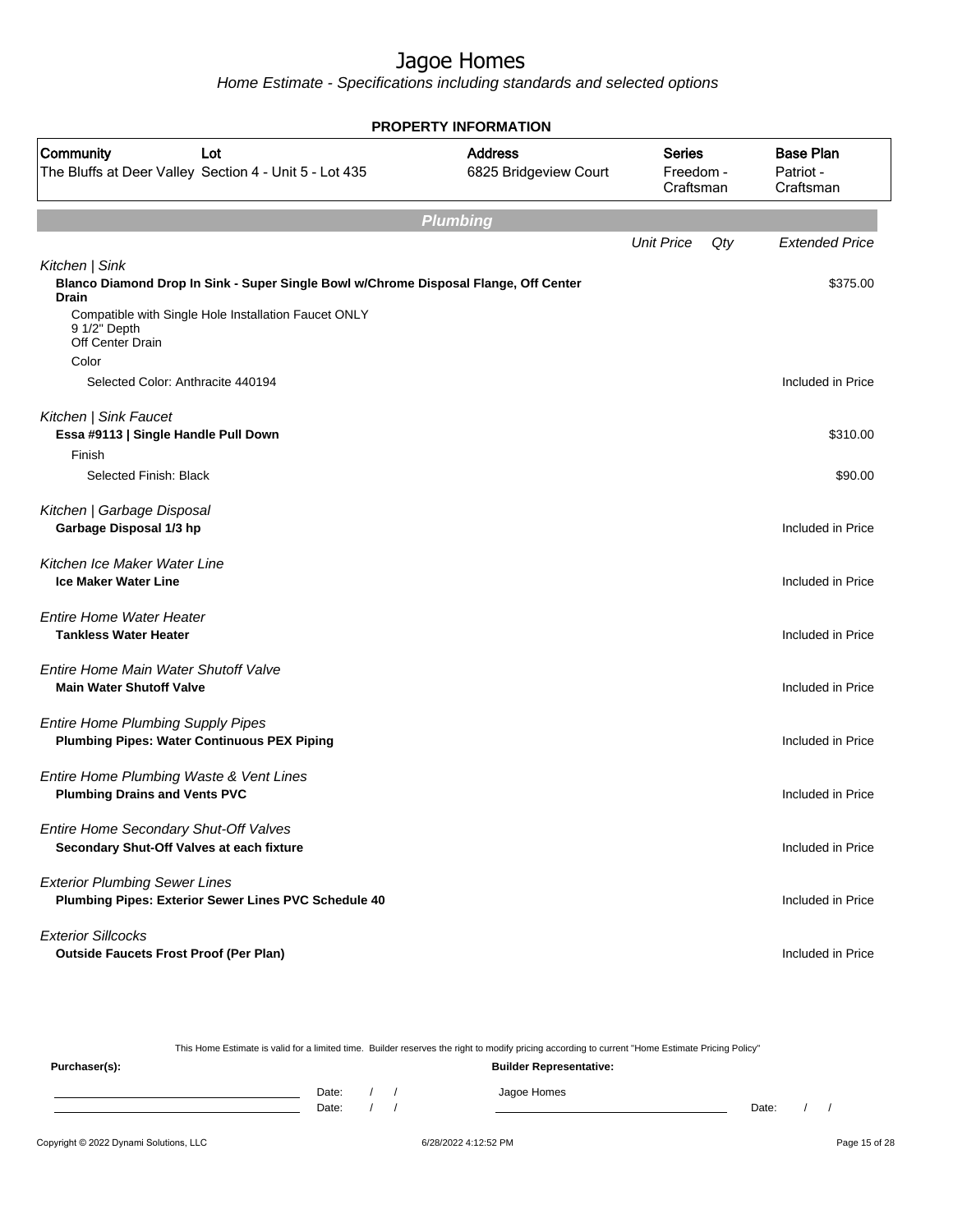# Jagoe Homes

*Home Estimate - Specifications including standards and selected options*

**PROPERTY INFORMATION**

| Community | Lot | Address | Series | Base Plan |
|---|---|---|---|---|
| The Bluffs at Deer Valley | Section 4 - Unit 5 - Lot 435 | 6825 Bridgeview Court | Freedom - Craftsman | Patriot - Craftsman |

## Plumbing

| | Unit Price | Qty | Extended Price |
|---|---|---|---|
| *Kitchen \| Sink* | | | |
| **Blanco Diamond Drop In Sink - Super Single Bowl w/Chrome Disposal Flange, Off Center Drain** | | | $375.00 |
| Compatible with Single Hole Installation Faucet ONLY<br>9 1/2" Depth<br>Off Center Drain | | | |
| Color | | | |
| Selected Color: Anthracite 440194 | | | Included in Price |
| *Kitchen \| Sink Faucet* | | | |
| **Essa #9113 \| Single Handle Pull Down** | | | $310.00 |
| Finish | | | |
| Selected Finish: Black | | | $90.00 |
| *Kitchen \| Garbage Disposal* | | | |
| **Garbage Disposal 1/3 hp** | | | Included in Price |
| *Kitchen Ice Maker Water Line* | | | |
| **Ice Maker Water Line** | | | Included in Price |
| *Entire Home Water Heater* | | | |
| **Tankless Water Heater** | | | Included in Price |
| *Entire Home Main Water Shutoff Valve* | | | |
| **Main Water Shutoff Valve** | | | Included in Price |
| *Entire Home Plumbing Supply Pipes* | | | |
| **Plumbing Pipes: Water Continuous PEX Piping** | | | Included in Price |
| *Entire Home Plumbing Waste & Vent Lines* | | | |
| **Plumbing Drains and Vents PVC** | | | Included in Price |
| *Entire Home Secondary Shut-Off Valves* | | | |
| **Secondary Shut-Off Valves at each fixture** | | | Included in Price |
| *Exterior Plumbing Sewer Lines* | | | |
| **Plumbing Pipes: Exterior Sewer Lines PVC Schedule 40** | | | Included in Price |
| *Exterior Sillcocks* | | | |
| **Outside Faucets Frost Proof (Per Plan)** | | | Included in Price |

This Home Estimate is valid for a limited time. Builder reserves the right to modify pricing according to current "Home Estimate Pricing Policy"

**Purchaser(s):**

Date: / /

Date: / /

**Builder Representative:**

Jagoe Homes

Date: / /

Copyright © 2022 Dynami Solutions, LLC

6/28/2022 4:12:52 PM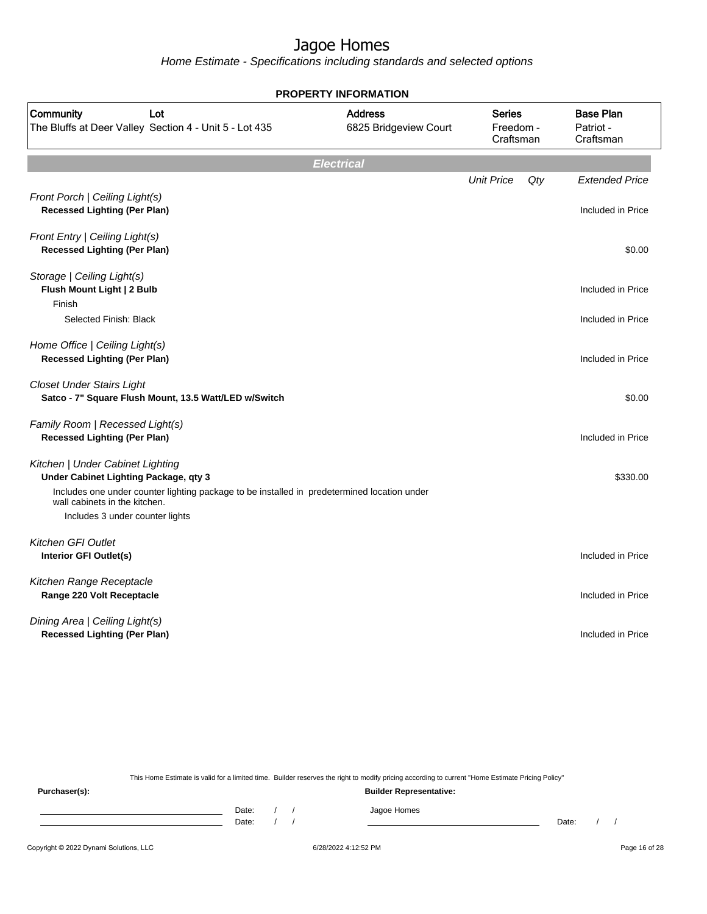# Jagoe Homes

*Home Estimate - Specifications including standards and selected options*

**PROPERTY INFORMATION**

| Community | Lot | Address | Series | Base Plan |
|---|---|---|---|---|
| The Bluffs at Deer Valley | Section 4 - Unit 5 - Lot 435 | 6825 Bridgeview Court | Freedom - Craftsman | Patriot - Craftsman |

## Electrical

| | Unit Price | Qty | Extended Price |
|---|---|---|---|
| *Front Porch \| Ceiling Light(s)* | | | |
| **Recessed Lighting (Per Plan)** | | | Included in Price |
| *Front Entry \| Ceiling Light(s)* | | | |
| **Recessed Lighting (Per Plan)** | | | $0.00 |
| *Storage \| Ceiling Light(s)* | | | |
| **Flush Mount Light \| 2 Bulb** | | | Included in Price |
| Finish | | | |
| Selected Finish: Black | | | Included in Price |
| *Home Office \| Ceiling Light(s)* | | | |
| **Recessed Lighting (Per Plan)** | | | Included in Price |
| *Closet Under Stairs Light* | | | |
| **Satco - 7" Square Flush Mount, 13.5 Watt/LED w/Switch** | | | $0.00 |
| *Family Room \| Recessed Light(s)* | | | |
| **Recessed Lighting (Per Plan)** | | | Included in Price |
| *Kitchen \| Under Cabinet Lighting* | | | |
| **Under Cabinet Lighting Package, qty 3** | | | $330.00 |
| Includes one under counter lighting package to be installed in predetermined location under wall cabinets in the kitchen. | | | |
| Includes 3 under counter lights | | | |
| *Kitchen GFI Outlet* | | | |
| **Interior GFI Outlet(s)** | | | Included in Price |
| *Kitchen Range Receptacle* | | | |
| **Range 220 Volt Receptacle** | | | Included in Price |
| *Dining Area \| Ceiling Light(s)* | | | |
| **Recessed Lighting (Per Plan)** | | | Included in Price |

This Home Estimate is valid for a limited time. Builder reserves the right to modify pricing according to current "Home Estimate Pricing Policy"

**Purchaser(s):** Date: / / Date: / /

**Builder Representative:** Jagoe Homes Date: / /

Copyright © 2022 Dynami Solutions, LLC 6/28/2022 4:12:52 PM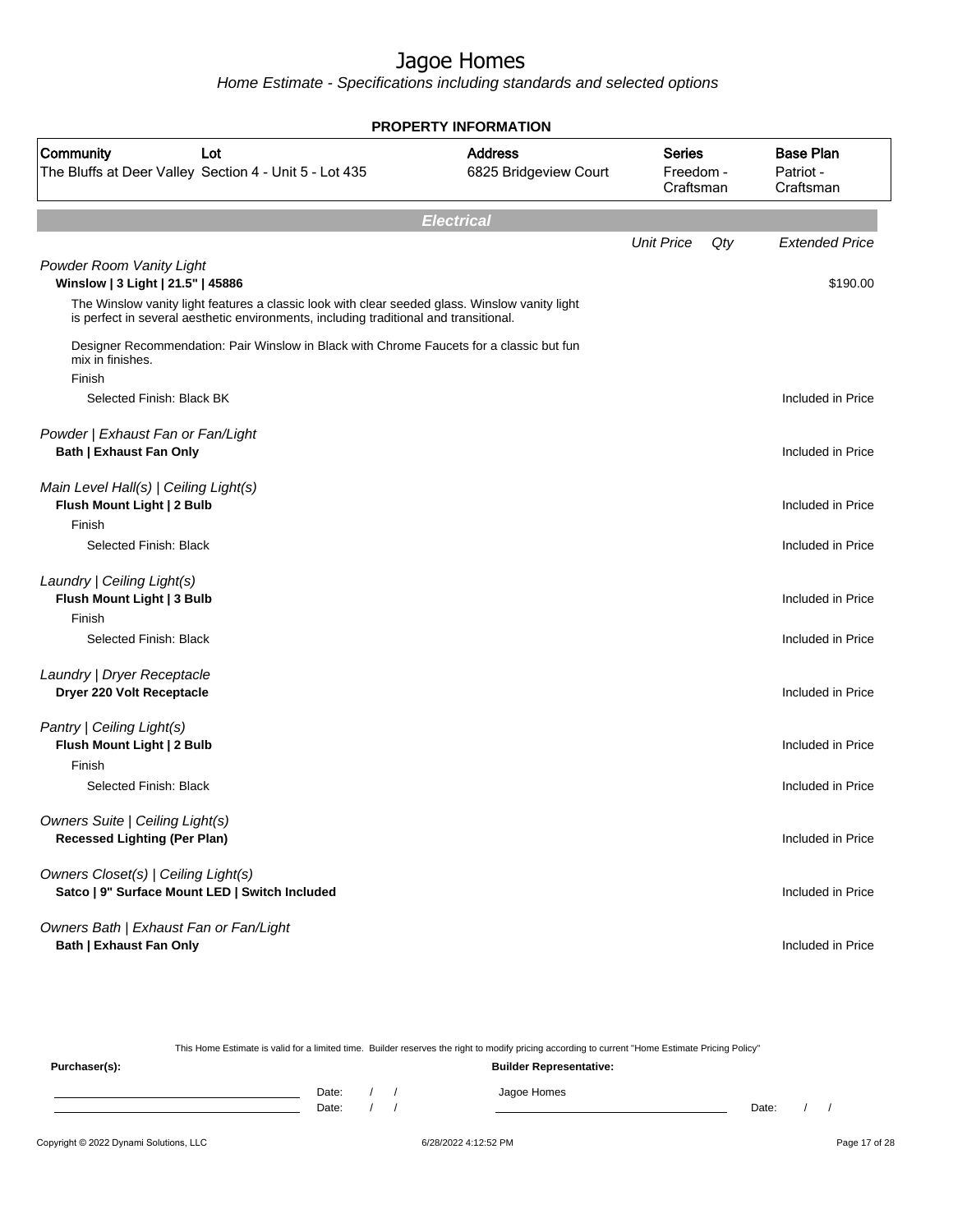# Jagoe Homes

*Home Estimate - Specifications including standards and selected options*

**PROPERTY INFORMATION**

| Community | Lot | Address | Series | Base Plan |
|---|---|---|---|---|
| The Bluffs at Deer Valley | Section 4 - Unit 5 - Lot 435 | 6825 Bridgeview Court | Freedom - Craftsman | Patriot - Craftsman |

## Electrical

| | Unit Price | Qty | Extended Price |
|---|---|---|---|
| *Powder Room Vanity Light* | | | |
| **Winslow \| 3 Light \| 21.5" \| 45886** | | | $190.00 |
| The Winslow vanity light features a classic look with clear seeded glass. Winslow vanity light is perfect in several aesthetic environments, including traditional and transitional. | | | |
| Designer Recommendation: Pair Winslow in Black with Chrome Faucets for a classic but fun mix in finishes. | | | |
| Finish | | | |
| Selected Finish: Black BK | | | Included in Price |
| *Powder \| Exhaust Fan or Fan/Light* | | | |
| **Bath \| Exhaust Fan Only** | | | Included in Price |
| *Main Level Hall(s) \| Ceiling Light(s)* | | | |
| **Flush Mount Light \| 2 Bulb** | | | Included in Price |
| Finish | | | |
| Selected Finish: Black | | | Included in Price |
| *Laundry \| Ceiling Light(s)* | | | |
| **Flush Mount Light \| 3 Bulb** | | | Included in Price |
| Finish | | | |
| Selected Finish: Black | | | Included in Price |
| *Laundry \| Dryer Receptacle* | | | |
| **Dryer 220 Volt Receptacle** | | | Included in Price |
| *Pantry \| Ceiling Light(s)* | | | |
| **Flush Mount Light \| 2 Bulb** | | | Included in Price |
| Finish | | | |
| Selected Finish: Black | | | Included in Price |
| *Owners Suite \| Ceiling Light(s)* | | | |
| **Recessed Lighting (Per Plan)** | | | Included in Price |
| *Owners Closet(s) \| Ceiling Light(s)* | | | |
| **Satco \| 9" Surface Mount LED \| Switch Included** | | | Included in Price |
| *Owners Bath \| Exhaust Fan or Fan/Light* | | | |
| **Bath \| Exhaust Fan Only** | | | Included in Price |

This Home Estimate is valid for a limited time. Builder reserves the right to modify pricing according to current "Home Estimate Pricing Policy"

**Purchaser(s):** Date: / / Date: / /

**Builder Representative:** Jagoe Homes Date: / /

Copyright © 2022 Dynami Solutions, LLC 6/28/2022 4:12:52 PM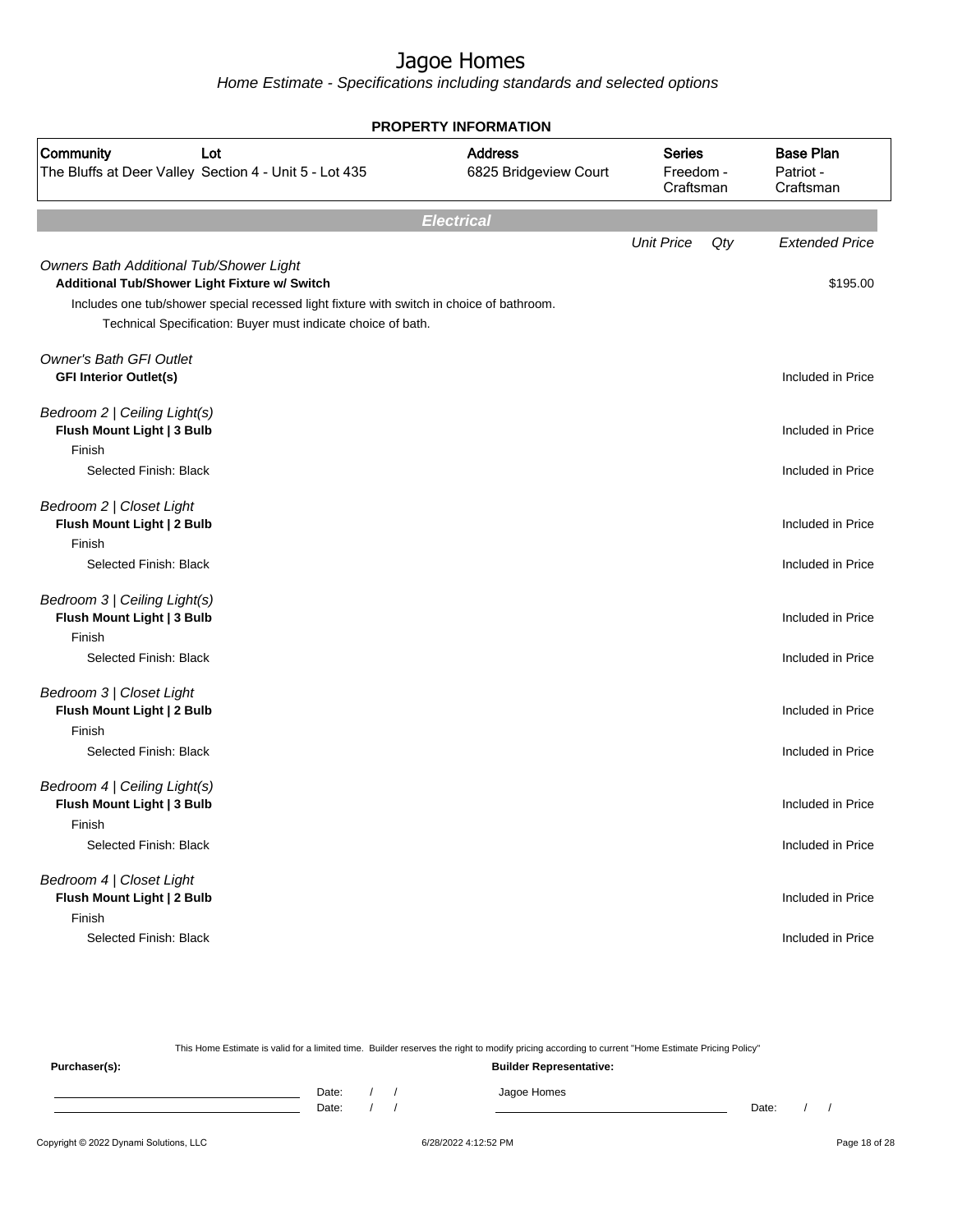# Jagoe Homes

*Home Estimate - Specifications including standards and selected options*

**PROPERTY INFORMATION**

| Community | Lot | Address | Series | Base Plan |
|---|---|---|---|---|
| The Bluffs at Deer Valley | Section 4 - Unit 5 - Lot 435 | 6825 Bridgeview Court | Freedom - Craftsman | Patriot - Craftsman |

## Electrical

| | Unit Price | Qty | Extended Price |
|---|---|---|---|
| *Owners Bath Additional Tub/Shower Light* | | | |
| **Additional Tub/Shower Light Fixture w/ Switch** | | | $195.00 |
| Includes one tub/shower special recessed light fixture with switch in choice of bathroom. | | | |
| Technical Specification: Buyer must indicate choice of bath. | | | |
| *Owner's Bath GFI Outlet* | | | |
| **GFI Interior Outlet(s)** | | | Included in Price |
| *Bedroom 2 \| Ceiling Light(s)* | | | |
| **Flush Mount Light \| 3 Bulb** | | | Included in Price |
| Finish | | | |
| Selected Finish: Black | | | Included in Price |
| *Bedroom 2 \| Closet Light* | | | |
| **Flush Mount Light \| 2 Bulb** | | | Included in Price |
| Finish | | | |
| Selected Finish: Black | | | Included in Price |
| *Bedroom 3 \| Ceiling Light(s)* | | | |
| **Flush Mount Light \| 3 Bulb** | | | Included in Price |
| Finish | | | |
| Selected Finish: Black | | | Included in Price |
| *Bedroom 3 \| Closet Light* | | | |
| **Flush Mount Light \| 2 Bulb** | | | Included in Price |
| Finish | | | |
| Selected Finish: Black | | | Included in Price |
| *Bedroom 4 \| Ceiling Light(s)* | | | |
| **Flush Mount Light \| 3 Bulb** | | | Included in Price |
| Finish | | | |
| Selected Finish: Black | | | Included in Price |
| *Bedroom 4 \| Closet Light* | | | |
| **Flush Mount Light \| 2 Bulb** | | | Included in Price |
| Finish | | | |
| Selected Finish: Black | | | Included in Price |

This Home Estimate is valid for a limited time. Builder reserves the right to modify pricing according to current "Home Estimate Pricing Policy"

**Purchaser(s):**

Date: / /

Date: / /

**Builder Representative:**

Jagoe Homes

Date: / /

Copyright © 2022 Dynami Solutions, LLC — 6/28/2022 4:12:52 PM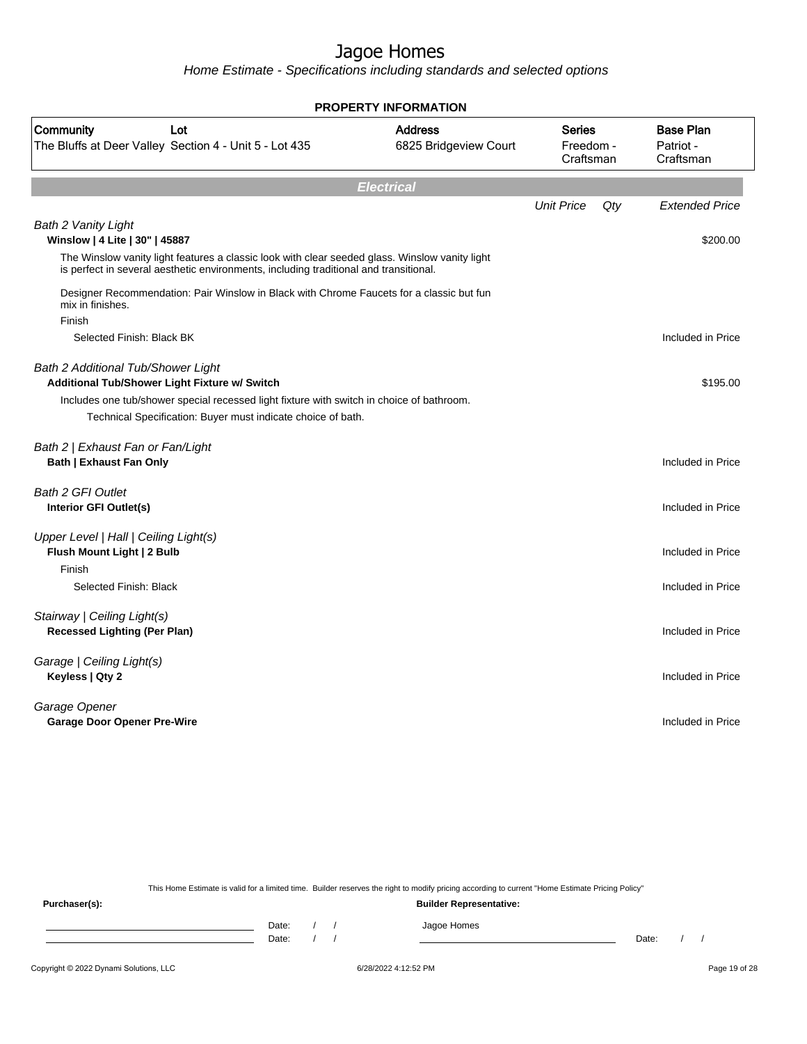# Jagoe Homes

*Home Estimate - Specifications including standards and selected options*

**PROPERTY INFORMATION**

| Community | Lot | Address | Series | Base Plan |
|---|---|---|---|---|
| The Bluffs at Deer Valley | Section 4 - Unit 5 - Lot 435 | 6825 Bridgeview Court | Freedom - Craftsman | Patriot - Craftsman |

## Electrical

| | Unit Price | Qty | Extended Price |
|---|---|---|---|
| *Bath 2 Vanity Light* | | | |
| **Winslow \| 4 Lite \| 30" \| 45887** | | | $200.00 |
| The Winslow vanity light features a classic look with clear seeded glass. Winslow vanity light is perfect in several aesthetic environments, including traditional and transitional. | | | |
| Designer Recommendation: Pair Winslow in Black with Chrome Faucets for a classic but fun mix in finishes. | | | |
| Finish | | | |
| Selected Finish: Black BK | | | Included in Price |
| *Bath 2 Additional Tub/Shower Light* | | | |
| **Additional Tub/Shower Light Fixture w/ Switch** | | | $195.00 |
| Includes one tub/shower special recessed light fixture with switch in choice of bathroom. | | | |
| Technical Specification: Buyer must indicate choice of bath. | | | |
| *Bath 2 \| Exhaust Fan or Fan/Light* | | | |
| **Bath \| Exhaust Fan Only** | | | Included in Price |
| *Bath 2 GFI Outlet* | | | |
| **Interior GFI Outlet(s)** | | | Included in Price |
| *Upper Level \| Hall \| Ceiling Light(s)* | | | |
| **Flush Mount Light \| 2 Bulb** | | | Included in Price |
| Finish | | | |
| Selected Finish: Black | | | Included in Price |
| *Stairway \| Ceiling Light(s)* | | | |
| **Recessed Lighting (Per Plan)** | | | Included in Price |
| *Garage \| Ceiling Light(s)* | | | |
| **Keyless \| Qty 2** | | | Included in Price |
| *Garage Opener* | | | |
| **Garage Door Opener Pre-Wire** | | | Included in Price |

This Home Estimate is valid for a limited time. Builder reserves the right to modify pricing according to current "Home Estimate Pricing Policy"

**Purchaser(s):** Date: / / Date: / /

**Builder Representative:** Jagoe Homes Date: / /

Copyright © 2022 Dynami Solutions, LLC 6/28/2022 4:12:52 PM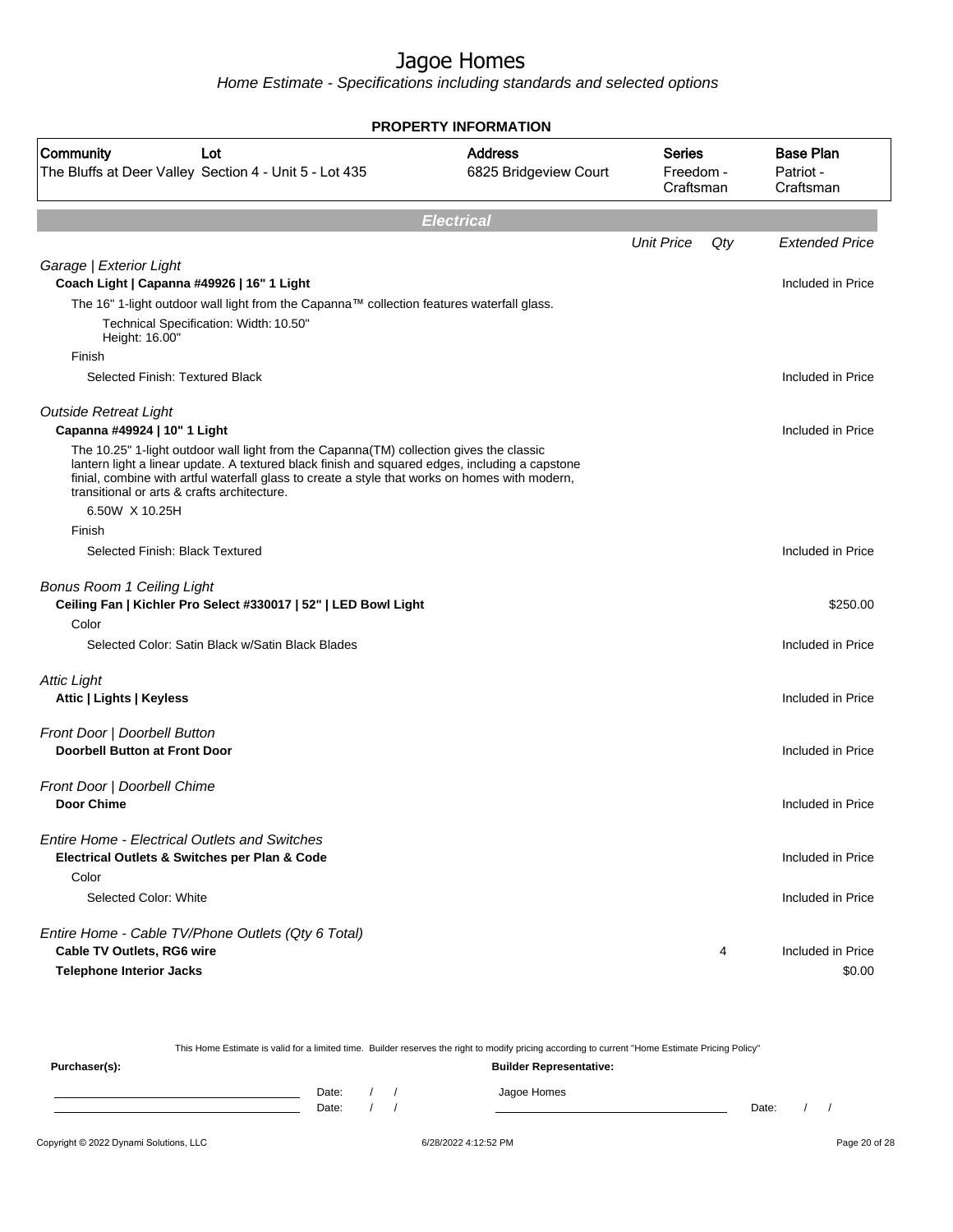# Jagoe Homes

Home Estimate - Specifications including standards and selected options

**PROPERTY INFORMATION**

| Community | Lot | Address | Series | Base Plan |
|---|---|---|---|---|
| The Bluffs at Deer Valley | Section 4 - Unit 5 - Lot 435 | 6825 Bridgeview Court | Freedom - Craftsman | Patriot - Craftsman |

## Electrical

| | Unit Price | Qty | Extended Price |
|---|---|---|---|
| *Garage \| Exterior Light* | | | |
| **Coach Light \| Capanna #49926 \| 16" 1 Light** | | | Included in Price |
| The 16" 1-light outdoor wall light from the Capanna™ collection features waterfall glass. | | | |
| Technical Specification: Width: 10.50" Height: 16.00" | | | |
| Finish | | | |
| Selected Finish: Textured Black | | | Included in Price |
| *Outside Retreat Light* | | | |
| **Capanna #49924 \| 10" 1 Light** | | | Included in Price |
| The 10.25" 1-light outdoor wall light from the Capanna(TM) collection gives the classic lantern light a linear update. A textured black finish and squared edges, including a capstone finial, combine with artful waterfall glass to create a style that works on homes with modern, transitional or arts & crafts architecture. | | | |
| 6.50W X 10.25H | | | |
| Finish | | | |
| Selected Finish: Black Textured | | | Included in Price |
| *Bonus Room 1 Ceiling Light* | | | |
| **Ceiling Fan \| Kichler Pro Select #330017 \| 52" \| LED Bowl Light** | | | $250.00 |
| Color | | | |
| Selected Color: Satin Black w/Satin Black Blades | | | Included in Price |
| *Attic Light* | | | |
| **Attic \| Lights \| Keyless** | | | Included in Price |
| *Front Door \| Doorbell Button* | | | |
| **Doorbell Button at Front Door** | | | Included in Price |
| *Front Door \| Doorbell Chime* | | | |
| **Door Chime** | | | Included in Price |
| *Entire Home - Electrical Outlets and Switches* | | | |
| **Electrical Outlets & Switches per Plan & Code** | | | Included in Price |
| Color | | | |
| Selected Color: White | | | Included in Price |
| *Entire Home - Cable TV/Phone Outlets (Qty 6 Total)* | | | |
| **Cable TV Outlets, RG6 wire** | | 4 | Included in Price |
| **Telephone Interior Jacks** | | | $0.00 |

This Home Estimate is valid for a limited time. Builder reserves the right to modify pricing according to current "Home Estimate Pricing Policy"

**Purchaser(s):**

Date: / /

Date: / /

**Builder Representative:**

Jagoe Homes

Date: / /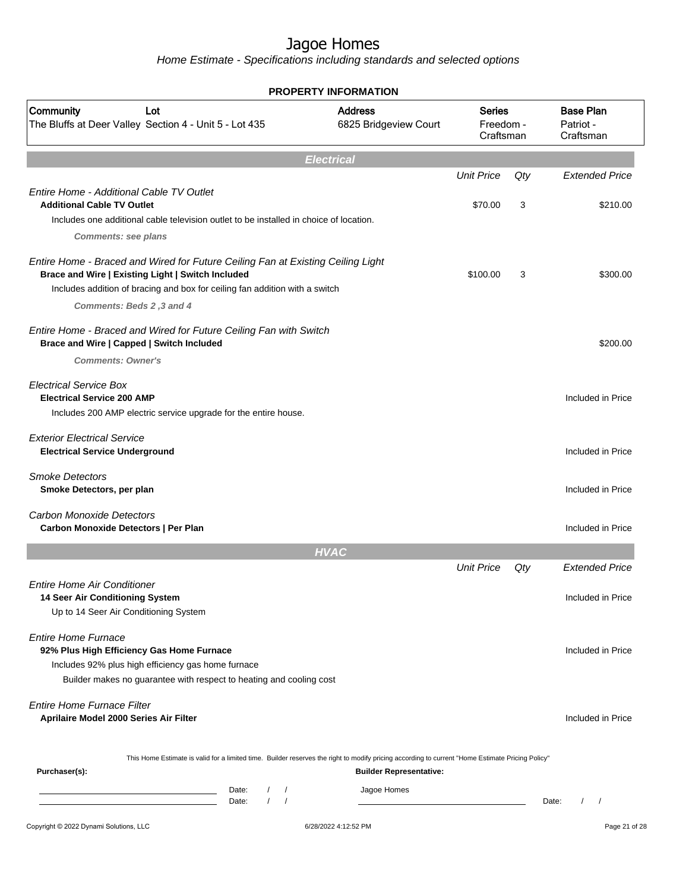# Jagoe Homes

*Home Estimate - Specifications including standards and selected options*

**PROPERTY INFORMATION**

| Community | Lot | Address | Series | Base Plan |
|---|---|---|---|---|
| The Bluffs at Deer Valley | Section 4 - Unit 5 - Lot 435 | 6825 Bridgeview Court | Freedom - Craftsman | Patriot - Craftsman |

## Electrical

| | Unit Price | Qty | Extended Price |
|---|---|---|---|
| *Entire Home - Additional Cable TV Outlet* | | | |
| **Additional Cable TV Outlet** | $70.00 | 3 | $210.00 |
| Includes one additional cable television outlet to be installed in choice of location. | | | |
| ***Comments: see plans*** | | | |
| *Entire Home - Braced and Wired for Future Ceiling Fan at Existing Ceiling Light* | | | |
| **Brace and Wire \| Existing Light \| Switch Included** | $100.00 | 3 | $300.00 |
| Includes addition of bracing and box for ceiling fan addition with a switch | | | |
| ***Comments: Beds 2 ,3 and 4*** | | | |
| *Entire Home - Braced and Wired for Future Ceiling Fan with Switch* | | | |
| **Brace and Wire \| Capped \| Switch Included** | | | $200.00 |
| ***Comments: Owner's*** | | | |
| *Electrical Service Box* | | | |
| **Electrical Service 200 AMP** | | | Included in Price |
| Includes 200 AMP electric service upgrade for the entire house. | | | |
| *Exterior Electrical Service* | | | |
| **Electrical Service Underground** | | | Included in Price |
| *Smoke Detectors* | | | |
| **Smoke Detectors, per plan** | | | Included in Price |
| *Carbon Monoxide Detectors* | | | |
| **Carbon Monoxide Detectors \| Per Plan** | | | Included in Price |

## HVAC

| | Unit Price | Qty | Extended Price |
|---|---|---|---|
| *Entire Home Air Conditioner* | | | |
| **14 Seer Air Conditioning System** | | | Included in Price |
| Up to 14 Seer Air Conditioning System | | | |
| *Entire Home Furnace* | | | |
| **92% Plus High Efficiency Gas Home Furnace** | | | Included in Price |
| Includes 92% plus high efficiency gas home furnace | | | |
| Builder makes no guarantee with respect to heating and cooling cost | | | |
| *Entire Home Furnace Filter* | | | |
| **Aprilaire Model 2000 Series Air Filter** | | | Included in Price |

This Home Estimate is valid for a limited time. Builder reserves the right to modify pricing according to current "Home Estimate Pricing Policy"

**Purchaser(s):**

Date: / /

Date: / /

**Builder Representative:**

Jagoe Homes

Date: / /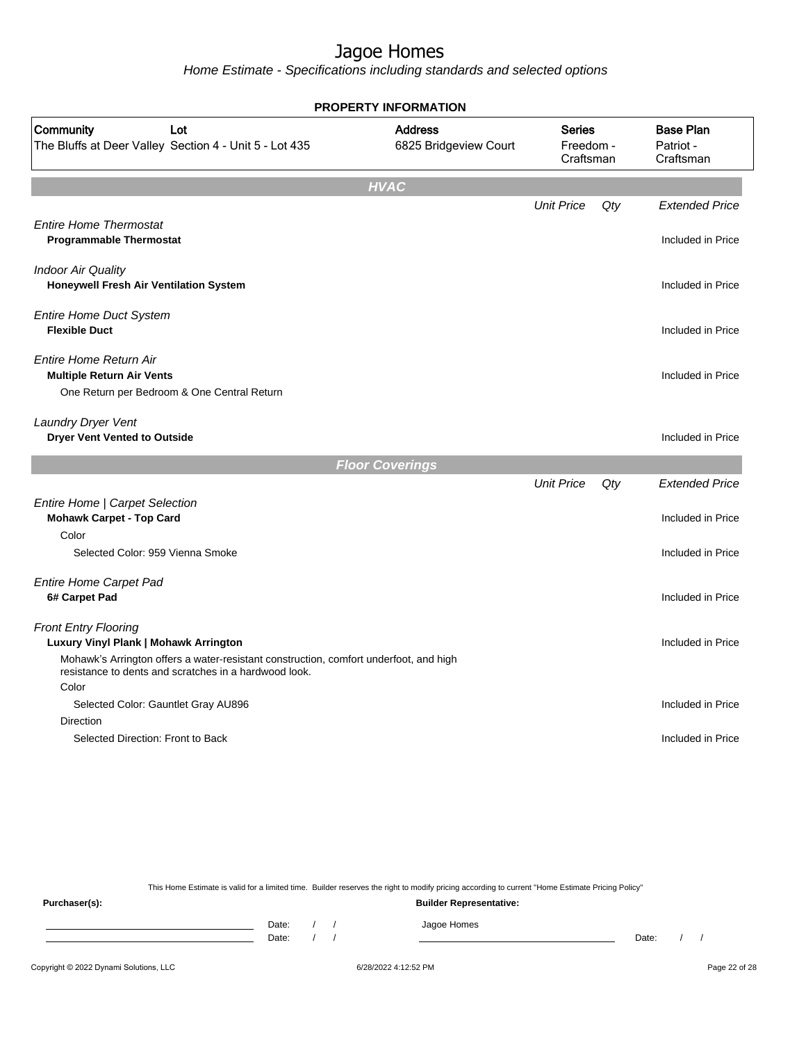# Jagoe Homes

*Home Estimate - Specifications including standards and selected options*

**PROPERTY INFORMATION**

| Community | Lot | Address | Series | Base Plan |
|---|---|---|---|---|
| The Bluffs at Deer Valley | Section 4 - Unit 5 - Lot 435 | 6825 Bridgeview Court | Freedom - Craftsman | Patriot - Craftsman |

## HVAC

| | Unit Price | Qty | Extended Price |
|---|---|---|---|
| *Entire Home Thermostat* | | | |
| **Programmable Thermostat** | | | Included in Price |
| *Indoor Air Quality* | | | |
| **Honeywell Fresh Air Ventilation System** | | | Included in Price |
| *Entire Home Duct System* | | | |
| **Flexible Duct** | | | Included in Price |
| *Entire Home Return Air* | | | |
| **Multiple Return Air Vents** | | | Included in Price |
| One Return per Bedroom & One Central Return | | | |
| *Laundry Dryer Vent* | | | |
| **Dryer Vent Vented to Outside** | | | Included in Price |

## Floor Coverings

| | Unit Price | Qty | Extended Price |
|---|---|---|---|
| *Entire Home \| Carpet Selection* | | | |
| **Mohawk Carpet - Top Card** | | | Included in Price |
| Color | | | |
| Selected Color: 959 Vienna Smoke | | | Included in Price |
| *Entire Home Carpet Pad* | | | |
| **6# Carpet Pad** | | | Included in Price |
| *Front Entry Flooring* | | | |
| **Luxury Vinyl Plank \| Mohawk Arrington** | | | Included in Price |
| Mohawk's Arrington offers a water-resistant construction, comfort underfoot, and high resistance to dents and scratches in a hardwood look. | | | |
| Color | | | |
| Selected Color: Gauntlet Gray AU896 | | | Included in Price |
| Direction | | | |
| Selected Direction: Front to Back | | | Included in Price |

This Home Estimate is valid for a limited time. Builder reserves the right to modify pricing according to current "Home Estimate Pricing Policy"

**Purchaser(s):**

Date: / /

Date: / /

**Builder Representative:**

Jagoe Homes

Date: / /

Copyright © 2022 Dynami Solutions, LLC 6/28/2022 4:12:52 PM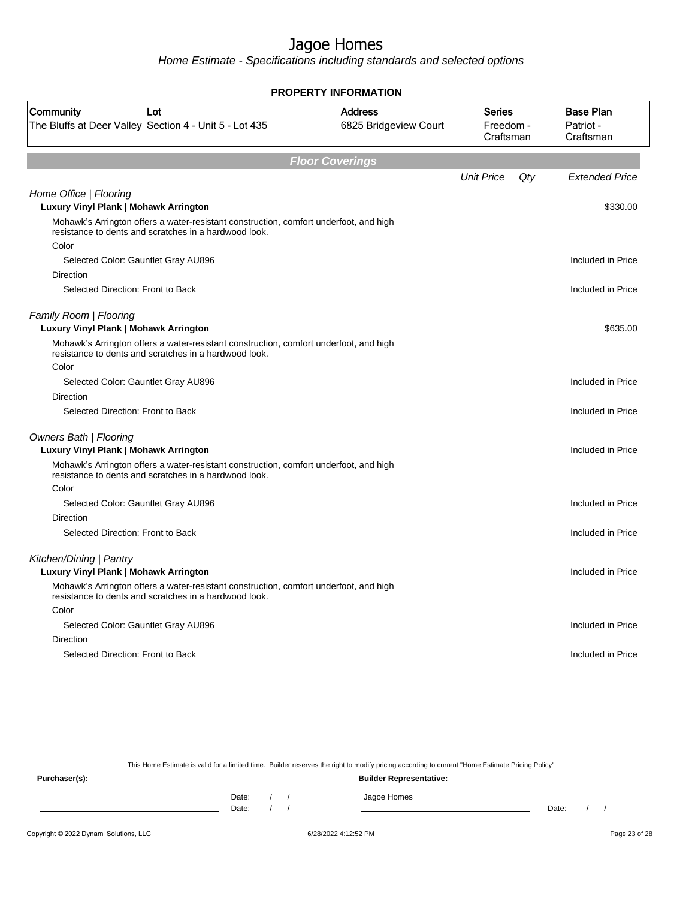# Jagoe Homes

*Home Estimate - Specifications including standards and selected options*

**PROPERTY INFORMATION**

| Community | Lot | Address | Series | Base Plan |
|---|---|---|---|---|
| The Bluffs at Deer Valley | Section 4 - Unit 5 - Lot 435 | 6825 Bridgeview Court | Freedom - Craftsman | Patriot - Craftsman |

## Floor Coverings

| | Unit Price | Qty | Extended Price |
|---|---|---|---|
| *Home Office \| Flooring* | | | |
| **Luxury Vinyl Plank \| Mohawk Arrington** | | | $330.00 |
| Mohawk's Arrington offers a water-resistant construction, comfort underfoot, and high resistance to dents and scratches in a hardwood look. | | | |
| Color | | | |
| Selected Color: Gauntlet Gray AU896 | | | Included in Price |
| Direction | | | |
| Selected Direction: Front to Back | | | Included in Price |
| *Family Room \| Flooring* | | | |
| **Luxury Vinyl Plank \| Mohawk Arrington** | | | $635.00 |
| Mohawk's Arrington offers a water-resistant construction, comfort underfoot, and high resistance to dents and scratches in a hardwood look. | | | |
| Color | | | |
| Selected Color: Gauntlet Gray AU896 | | | Included in Price |
| Direction | | | |
| Selected Direction: Front to Back | | | Included in Price |
| *Owners Bath \| Flooring* | | | |
| **Luxury Vinyl Plank \| Mohawk Arrington** | | | Included in Price |
| Mohawk's Arrington offers a water-resistant construction, comfort underfoot, and high resistance to dents and scratches in a hardwood look. | | | |
| Color | | | |
| Selected Color: Gauntlet Gray AU896 | | | Included in Price |
| Direction | | | |
| Selected Direction: Front to Back | | | Included in Price |
| *Kitchen/Dining \| Pantry* | | | |
| **Luxury Vinyl Plank \| Mohawk Arrington** | | | Included in Price |
| Mohawk's Arrington offers a water-resistant construction, comfort underfoot, and high resistance to dents and scratches in a hardwood look. | | | |
| Color | | | |
| Selected Color: Gauntlet Gray AU896 | | | Included in Price |
| Direction | | | |
| Selected Direction: Front to Back | | | Included in Price |

This Home Estimate is valid for a limited time. Builder reserves the right to modify pricing according to current "Home Estimate Pricing Policy"

**Purchaser(s):**

Date: / /

Date: / /

**Builder Representative:**

Jagoe Homes

Date: / /

Copyright © 2022 Dynami Solutions, LLC 6/28/2022 4:12:52 PM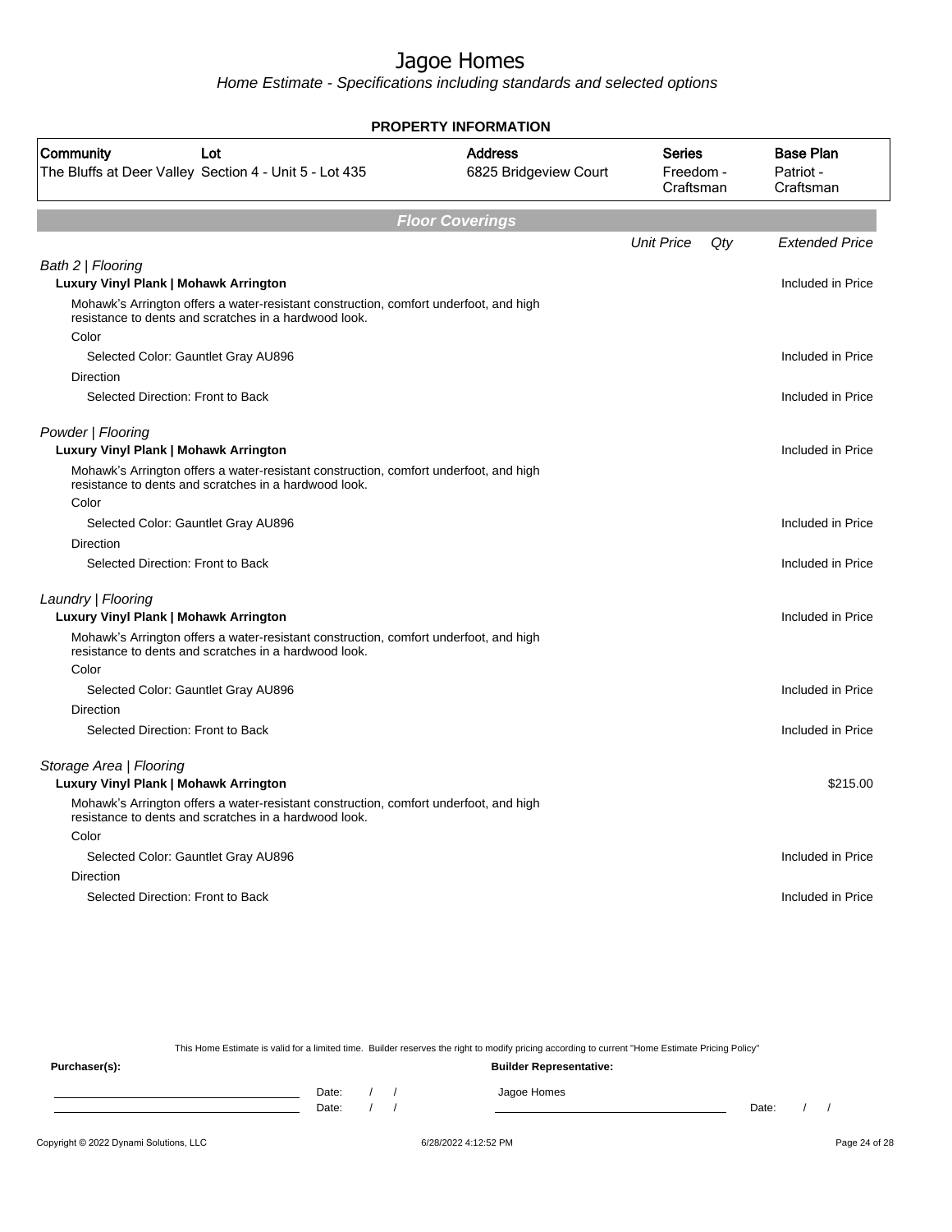# Jagoe Homes

*Home Estimate - Specifications including standards and selected options*

## PROPERTY INFORMATION

| Community | Lot | Address | Series | Base Plan |
|---|---|---|---|---|
| The Bluffs at Deer Valley | Section 4 - Unit 5 - Lot 435 | 6825 Bridgeview Court | Freedom - Craftsman | Patriot - Craftsman |

## *Floor Coverings*

| | Unit Price | Qty | Extended Price |
|---|---|---|---|
| *Bath 2 \| Flooring* | | | |
| **Luxury Vinyl Plank \| Mohawk Arrington** | | | Included in Price |
| Mohawk's Arrington offers a water-resistant construction, comfort underfoot, and high resistance to dents and scratches in a hardwood look. | | | |
| Color | | | |
| Selected Color: Gauntlet Gray AU896 | | | Included in Price |
| Direction | | | |
| Selected Direction: Front to Back | | | Included in Price |
| *Powder \| Flooring* | | | |
| **Luxury Vinyl Plank \| Mohawk Arrington** | | | Included in Price |
| Mohawk's Arrington offers a water-resistant construction, comfort underfoot, and high resistance to dents and scratches in a hardwood look. | | | |
| Color | | | |
| Selected Color: Gauntlet Gray AU896 | | | Included in Price |
| Direction | | | |
| Selected Direction: Front to Back | | | Included in Price |
| *Laundry \| Flooring* | | | |
| **Luxury Vinyl Plank \| Mohawk Arrington** | | | Included in Price |
| Mohawk's Arrington offers a water-resistant construction, comfort underfoot, and high resistance to dents and scratches in a hardwood look. | | | |
| Color | | | |
| Selected Color: Gauntlet Gray AU896 | | | Included in Price |
| Direction | | | |
| Selected Direction: Front to Back | | | Included in Price |
| *Storage Area \| Flooring* | | | |
| **Luxury Vinyl Plank \| Mohawk Arrington** | | | $215.00 |
| Mohawk's Arrington offers a water-resistant construction, comfort underfoot, and high resistance to dents and scratches in a hardwood look. | | | |
| Color | | | |
| Selected Color: Gauntlet Gray AU896 | | | Included in Price |
| Direction | | | |
| Selected Direction: Front to Back | | | Included in Price |

This Home Estimate is valid for a limited time. Builder reserves the right to modify pricing according to current "Home Estimate Pricing Policy"

**Purchaser(s):**

Date: / /

Date: / /

**Builder Representative:**

Jagoe Homes

Date: / /

Copyright © 2022 Dynami Solutions, LLC — 6/28/2022 4:12:52 PM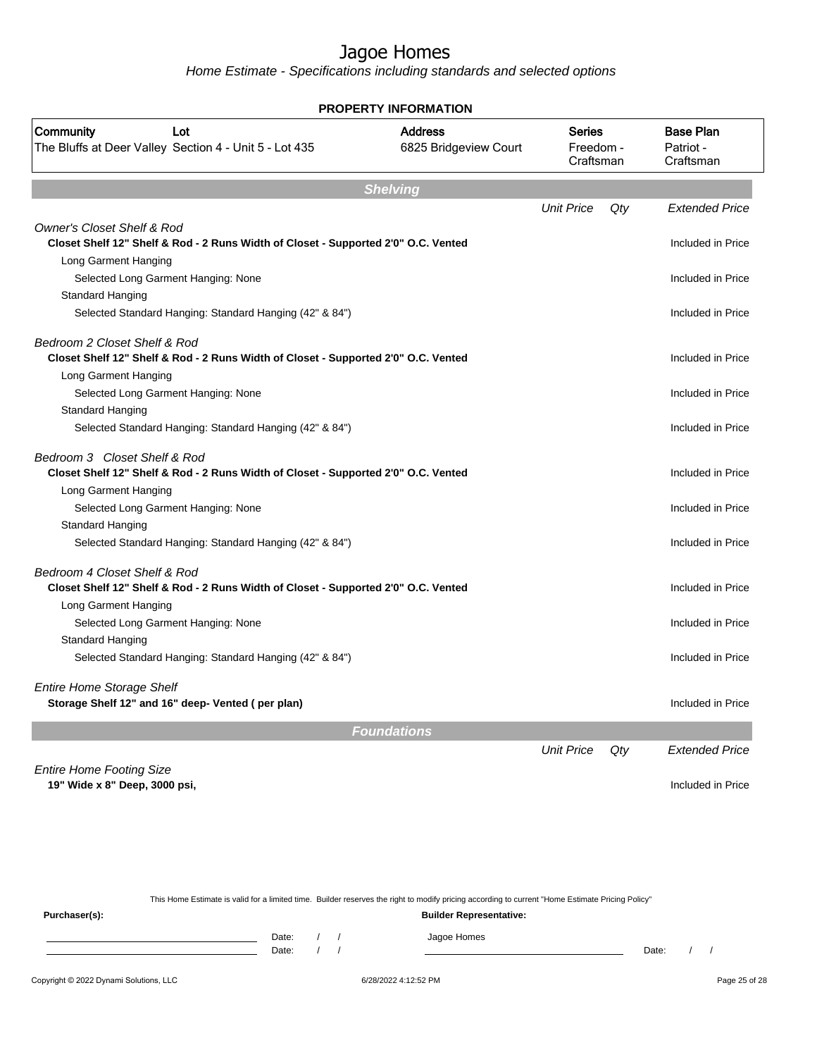# Jagoe Homes

*Home Estimate - Specifications including standards and selected options*

**PROPERTY INFORMATION**

| Community | Lot | Address | Series | Base Plan |
|---|---|---|---|---|
| The Bluffs at Deer Valley | Section 4 - Unit 5 - Lot 435 | 6825 Bridgeview Court | Freedom - Craftsman | Patriot - Craftsman |

## Shelving

| | Unit Price | Qty | Extended Price |
|---|---|---|---|
| *Owner's Closet Shelf & Rod* | | | |
| **Closet Shelf 12" Shelf & Rod - 2 Runs Width of Closet - Supported 2'0" O.C. Vented** | | | Included in Price |
| Long Garment Hanging | | | |
| Selected Long Garment Hanging: None | | | Included in Price |
| Standard Hanging | | | |
| Selected Standard Hanging: Standard Hanging (42" & 84") | | | Included in Price |
| *Bedroom 2 Closet Shelf & Rod* | | | |
| **Closet Shelf 12" Shelf & Rod - 2 Runs Width of Closet - Supported 2'0" O.C. Vented** | | | Included in Price |
| Long Garment Hanging | | | |
| Selected Long Garment Hanging: None | | | Included in Price |
| Standard Hanging | | | |
| Selected Standard Hanging: Standard Hanging (42" & 84") | | | Included in Price |
| *Bedroom 3 Closet Shelf & Rod* | | | |
| **Closet Shelf 12" Shelf & Rod - 2 Runs Width of Closet - Supported 2'0" O.C. Vented** | | | Included in Price |
| Long Garment Hanging | | | |
| Selected Long Garment Hanging: None | | | Included in Price |
| Standard Hanging | | | |
| Selected Standard Hanging: Standard Hanging (42" & 84") | | | Included in Price |
| *Bedroom 4 Closet Shelf & Rod* | | | |
| **Closet Shelf 12" Shelf & Rod - 2 Runs Width of Closet - Supported 2'0" O.C. Vented** | | | Included in Price |
| Long Garment Hanging | | | |
| Selected Long Garment Hanging: None | | | Included in Price |
| Standard Hanging | | | |
| Selected Standard Hanging: Standard Hanging (42" & 84") | | | Included in Price |
| *Entire Home Storage Shelf* | | | |
| **Storage Shelf 12" and 16" deep- Vented ( per plan)** | | | Included in Price |

## Foundations

| | Unit Price | Qty | Extended Price |
|---|---|---|---|
| *Entire Home Footing Size* | | | |
| **19" Wide x 8" Deep, 3000 psi,** | | | Included in Price |

This Home Estimate is valid for a limited time. Builder reserves the right to modify pricing according to current "Home Estimate Pricing Policy"

**Purchaser(s):**

Date: / /

Date: / /

**Builder Representative:**

Jagoe Homes

Date: / /

Copyright © 2022 Dynami Solutions, LLC — 6/28/2022 4:12:52 PM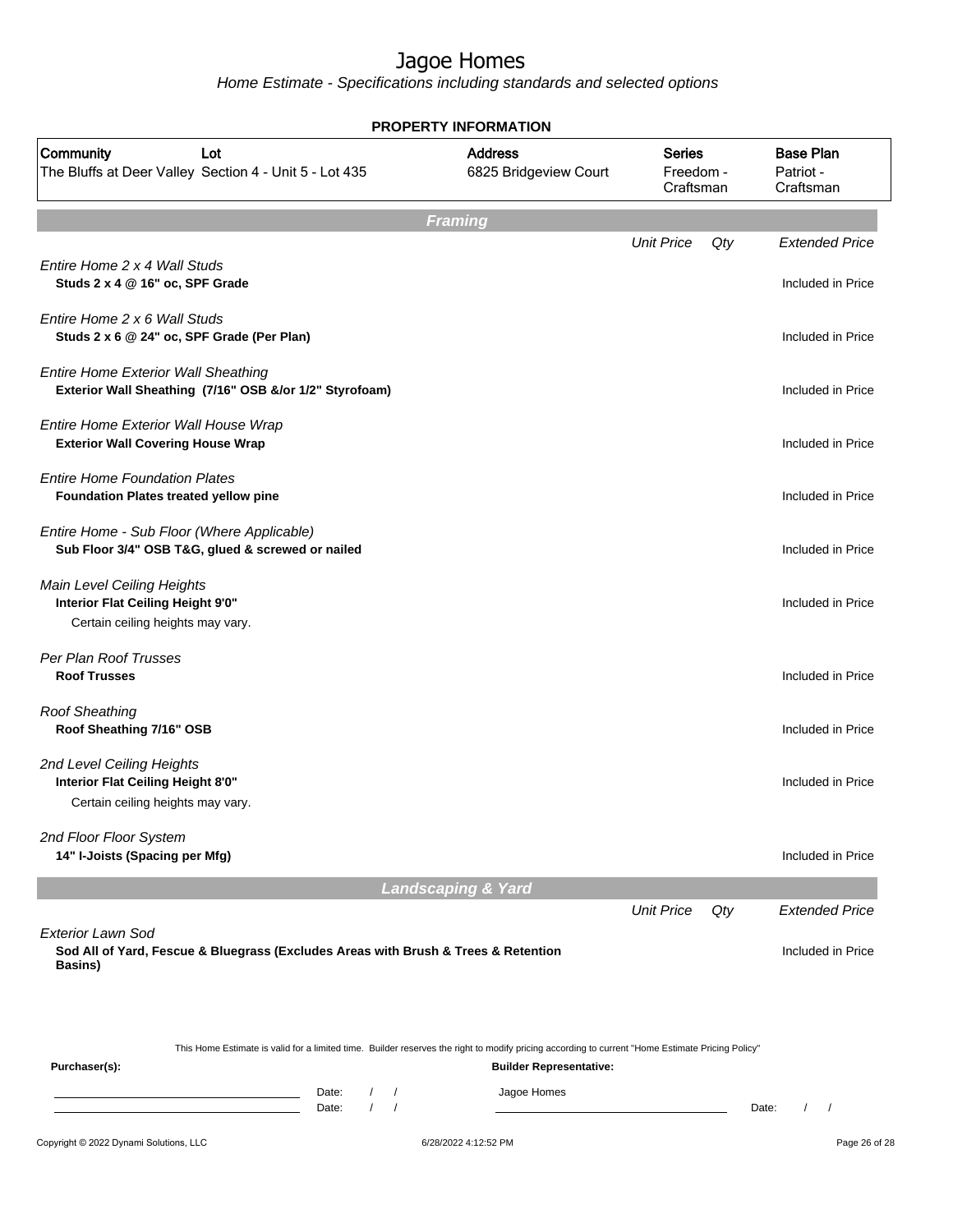# Jagoe Homes

*Home Estimate - Specifications including standards and selected options*

**PROPERTY INFORMATION**

| Community | Lot | Address | Series | Base Plan |
|---|---|---|---|---|
| The Bluffs at Deer Valley | Section 4 - Unit 5 - Lot 435 | 6825 Bridgeview Court | Freedom - Craftsman | Patriot - Craftsman |

## Framing

| | Unit Price | Qty | Extended Price |
|---|---|---|---|
| *Entire Home 2 x 4 Wall Studs*<br>**Studs 2 x 4 @ 16" oc, SPF Grade** | | | Included in Price |
| *Entire Home 2 x 6 Wall Studs*<br>**Studs 2 x 6 @ 24" oc, SPF Grade (Per Plan)** | | | Included in Price |
| *Entire Home Exterior Wall Sheathing*<br>**Exterior Wall Sheathing (7/16" OSB &/or 1/2" Styrofoam)** | | | Included in Price |
| *Entire Home Exterior Wall House Wrap*<br>**Exterior Wall Covering House Wrap** | | | Included in Price |
| *Entire Home Foundation Plates*<br>**Foundation Plates treated yellow pine** | | | Included in Price |
| *Entire Home - Sub Floor (Where Applicable)*<br>**Sub Floor 3/4" OSB T&G, glued & screwed or nailed** | | | Included in Price |
| *Main Level Ceiling Heights*<br>**Interior Flat Ceiling Height 9'0"**<br>Certain ceiling heights may vary. | | | Included in Price |
| *Per Plan Roof Trusses*<br>**Roof Trusses** | | | Included in Price |
| *Roof Sheathing*<br>**Roof Sheathing 7/16" OSB** | | | Included in Price |
| *2nd Level Ceiling Heights*<br>**Interior Flat Ceiling Height 8'0"**<br>Certain ceiling heights may vary. | | | Included in Price |
| *2nd Floor Floor System*<br>**14" I-Joists (Spacing per Mfg)** | | | Included in Price |

## Landscaping & Yard

| | Unit Price | Qty | Extended Price |
|---|---|---|---|
| *Exterior Lawn Sod*<br>**Sod All of Yard, Fescue & Bluegrass (Excludes Areas with Brush & Trees & Retention Basins)** | | | Included in Price |

This Home Estimate is valid for a limited time. Builder reserves the right to modify pricing according to current "Home Estimate Pricing Policy"

**Purchaser(s):**

Date: / /

Date: / /

**Builder Representative:**

Jagoe Homes

Date: / /

Copyright © 2022 Dynami Solutions, LLC    6/28/2022 4:12:52 PM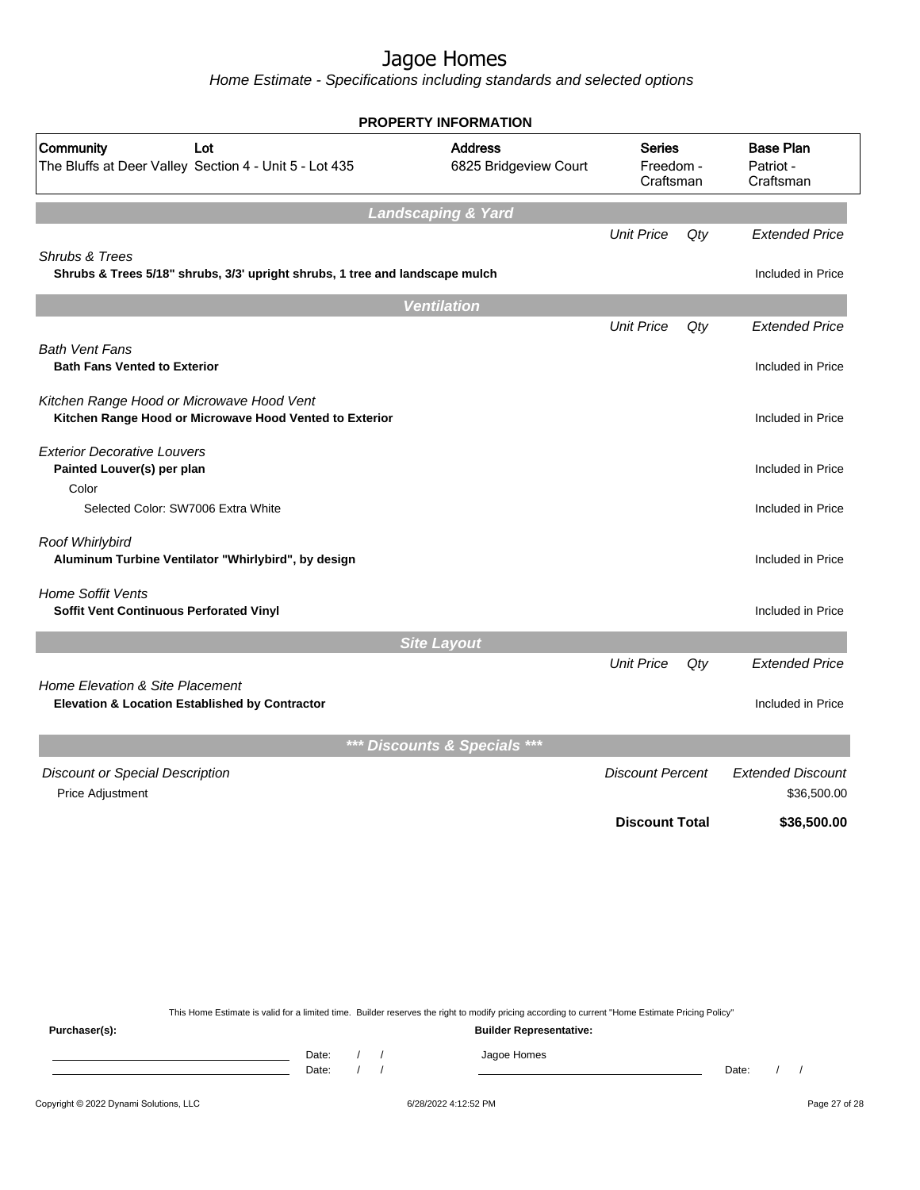# Jagoe Homes

*Home Estimate - Specifications including standards and selected options*

**PROPERTY INFORMATION**

| Community | Lot | Address | Series | Base Plan |
|---|---|---|---|---|
| The Bluffs at Deer Valley | Section 4 - Unit 5 - Lot 435 | 6825 Bridgeview Court | Freedom - Craftsman | Patriot - Craftsman |

**Landscaping & Yard**

| | Unit Price | Qty | Extended Price |
|---|---|---|---|
| *Shrubs & Trees* | | | |
| **Shrubs & Trees 5/18" shrubs, 3/3' upright shrubs, 1 tree and landscape mulch** | | | Included in Price |

**Ventilation**

| | Unit Price | Qty | Extended Price |
|---|---|---|---|
| *Bath Vent Fans* | | | |
| **Bath Fans Vented to Exterior** | | | Included in Price |
| *Kitchen Range Hood or Microwave Hood Vent* | | | |
| **Kitchen Range Hood or Microwave Hood Vented to Exterior** | | | Included in Price |
| *Exterior Decorative Louvers* | | | |
| **Painted Louver(s) per plan** | | | Included in Price |
| Color | | | |
| Selected Color: SW7006 Extra White | | | Included in Price |
| *Roof Whirlybird* | | | |
| **Aluminum Turbine Ventilator "Whirlybird", by design** | | | Included in Price |
| *Home Soffit Vents* | | | |
| **Soffit Vent Continuous Perforated Vinyl** | | | Included in Price |

**Site Layout**

| | Unit Price | Qty | Extended Price |
|---|---|---|---|
| *Home Elevation & Site Placement* | | | |
| **Elevation & Location Established by Contractor** | | | Included in Price |

***** Discounts & Specials *****

| Discount or Special Description | Discount Percent | Extended Discount |
|---|---|---|
| Price Adjustment | | $36,500.00 |
| | **Discount Total** | **$36,500.00** |

This Home Estimate is valid for a limited time. Builder reserves the right to modify pricing according to current "Home Estimate Pricing Policy"

**Purchaser(s):** **Builder Representative:**

Date: / / Jagoe Homes

Date: / / Date: / /

Copyright © 2022 Dynami Solutions, LLC 6/28/2022 4:12:52 PM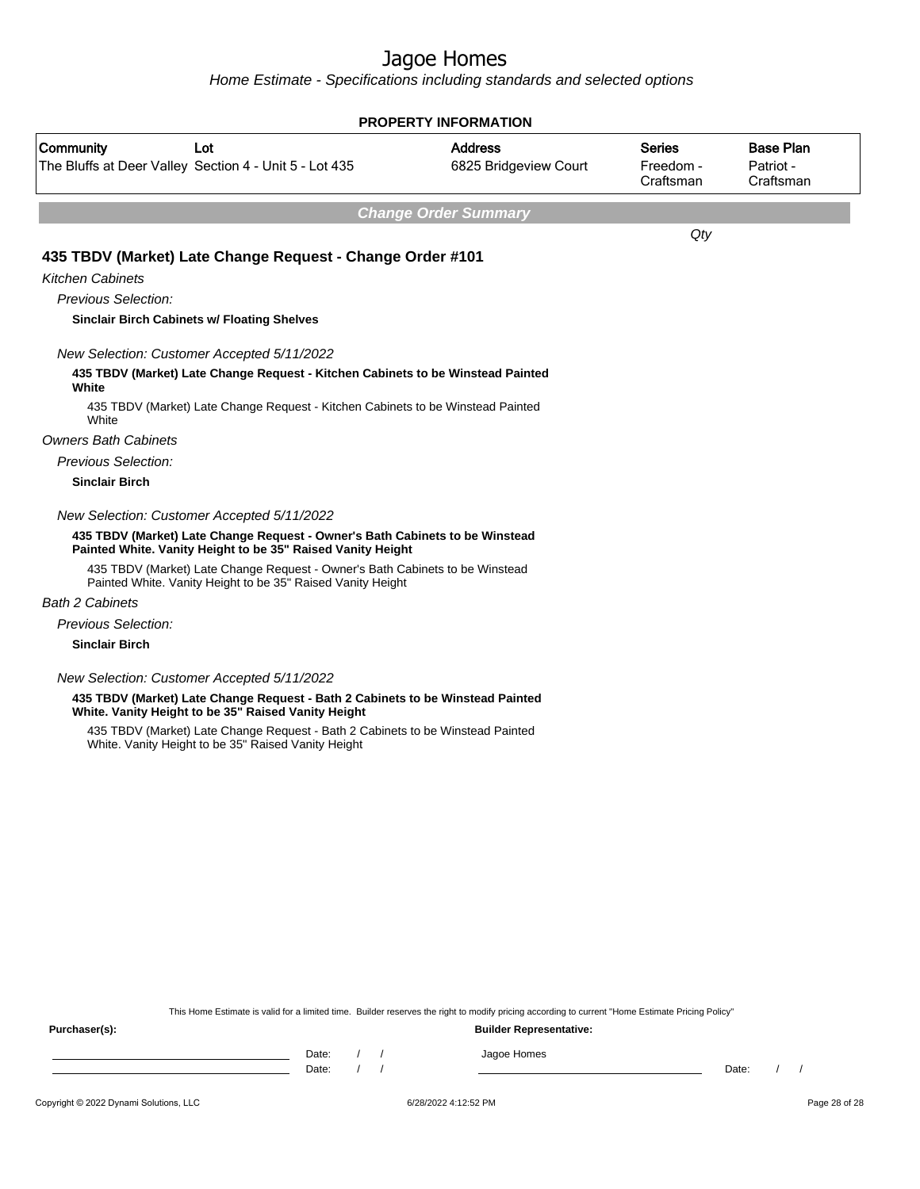# Jagoe Homes

*Home Estimate - Specifications including standards and selected options*

**PROPERTY INFORMATION**

| Community | Lot | Address | Series | Base Plan |
|---|---|---|---|---|
| The Bluffs at Deer Valley | Section 4 - Unit 5 - Lot 435 | 6825 Bridgeview Court | Freedom - Craftsman | Patriot - Craftsman |

**Change Order Summary**

*Qty*

### 435 TBDV (Market) Late Change Request - Change Order #101

*Kitchen Cabinets*

*Previous Selection:*

**Sinclair Birch Cabinets w/ Floating Shelves**

*New Selection: Customer Accepted 5/11/2022*

**435 TBDV (Market) Late Change Request - Kitchen Cabinets to be Winstead Painted White**

435 TBDV (Market) Late Change Request - Kitchen Cabinets to be Winstead Painted White

*Owners Bath Cabinets*

*Previous Selection:*

**Sinclair Birch**

*New Selection: Customer Accepted 5/11/2022*

**435 TBDV (Market) Late Change Request - Owner's Bath Cabinets to be Winstead Painted White. Vanity Height to be 35" Raised Vanity Height**

435 TBDV (Market) Late Change Request - Owner's Bath Cabinets to be Winstead Painted White. Vanity Height to be 35" Raised Vanity Height

*Bath 2 Cabinets*

*Previous Selection:*

**Sinclair Birch**

*New Selection: Customer Accepted 5/11/2022*

**435 TBDV (Market) Late Change Request - Bath 2 Cabinets to be Winstead Painted White. Vanity Height to be 35" Raised Vanity Height**

435 TBDV (Market) Late Change Request - Bath 2 Cabinets to be Winstead Painted White. Vanity Height to be 35" Raised Vanity Height

This Home Estimate is valid for a limited time. Builder reserves the right to modify pricing according to current "Home Estimate Pricing Policy"

**Purchaser(s):**

Date: / /

Date: / /

**Builder Representative:**

Jagoe Homes

Date: / /

Copyright © 2022 Dynami Solutions, LLC

6/28/2022 4:12:52 PM